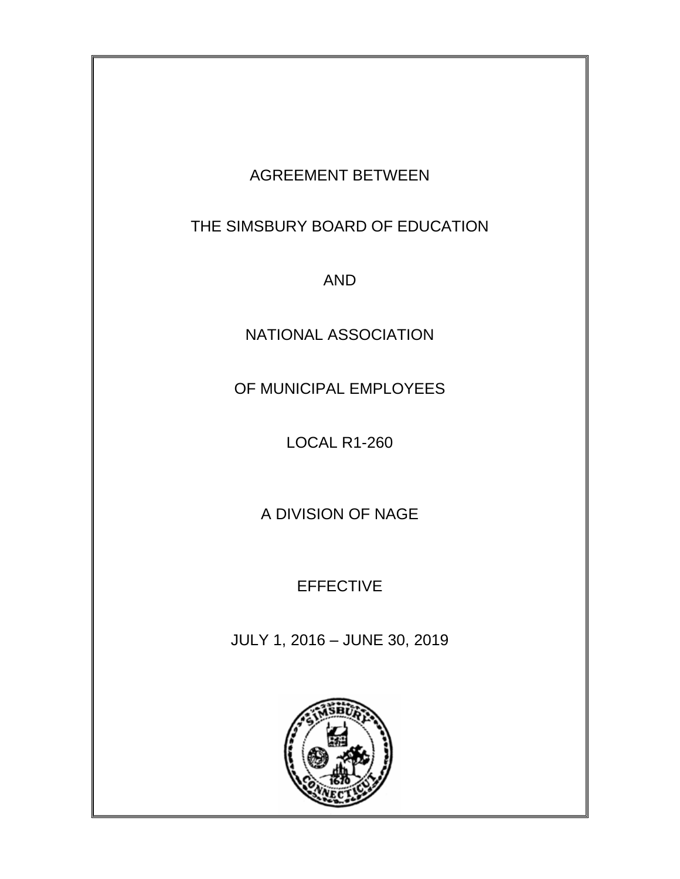AGREEMENT BETWEEN

THE SIMSBURY BOARD OF EDUCATION

AND

NATIONAL ASSOCIATION

OF MUNICIPAL EMPLOYEES

LOCAL R1-260

A DIVISION OF NAGE

EFFECTIVE

JULY 1, 2016 – JUNE 30, 2019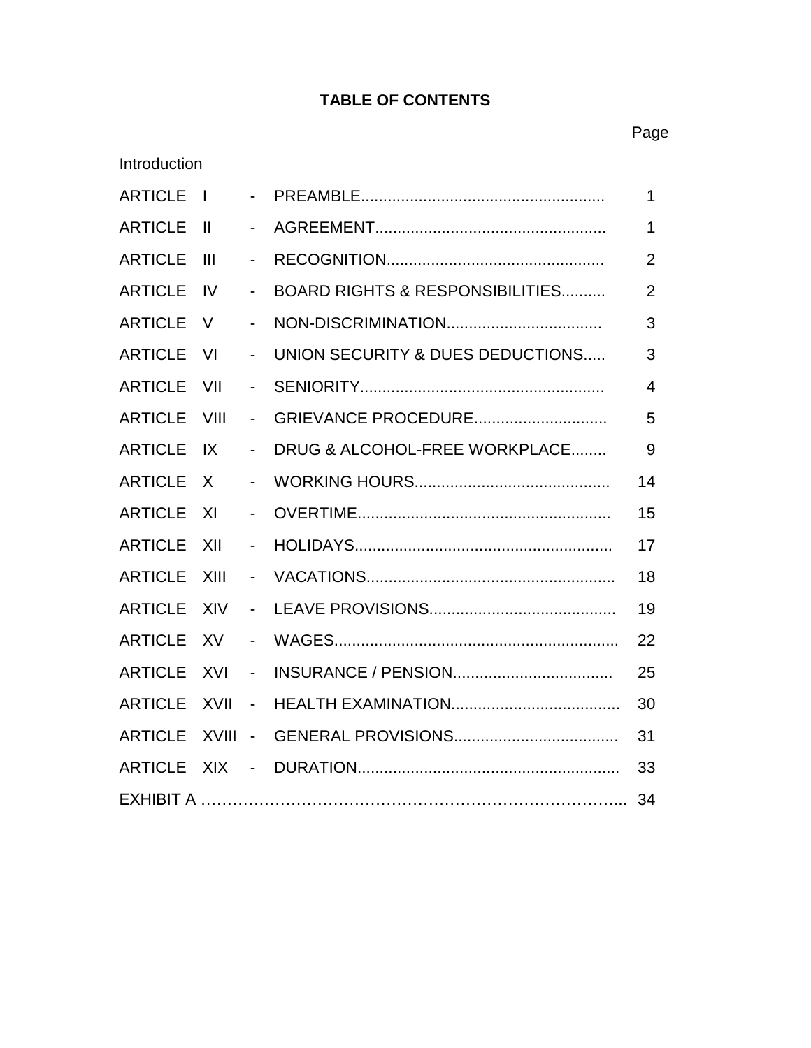# TABLE OF CONTENTS

| | | Page |
|---|---|---|
| Introduction | | |
| ARTICLE I | - PREAMBLE | 1 |
| ARTICLE II | - AGREEMENT | 1 |
| ARTICLE III | - RECOGNITION | 2 |
| ARTICLE IV | - BOARD RIGHTS & RESPONSIBILITIES | 2 |
| ARTICLE V | - NON-DISCRIMINATION | 3 |
| ARTICLE VI | - UNION SECURITY & DUES DEDUCTIONS | 3 |
| ARTICLE VII | - SENIORITY | 4 |
| ARTICLE VIII | - GRIEVANCE PROCEDURE | 5 |
| ARTICLE IX | - DRUG & ALCOHOL-FREE WORKPLACE | 9 |
| ARTICLE X | - WORKING HOURS | 14 |
| ARTICLE XI | - OVERTIME | 15 |
| ARTICLE XII | - HOLIDAYS | 17 |
| ARTICLE XIII | - VACATIONS | 18 |
| ARTICLE XIV | - LEAVE PROVISIONS | 19 |
| ARTICLE XV | - WAGES | 22 |
| ARTICLE XVI | - INSURANCE / PENSION | 25 |
| ARTICLE XVII | - HEALTH EXAMINATION | 30 |
| ARTICLE XVIII | - GENERAL PROVISIONS | 31 |
| ARTICLE XIX | - DURATION | 33 |
| EXHIBIT A | | 34 |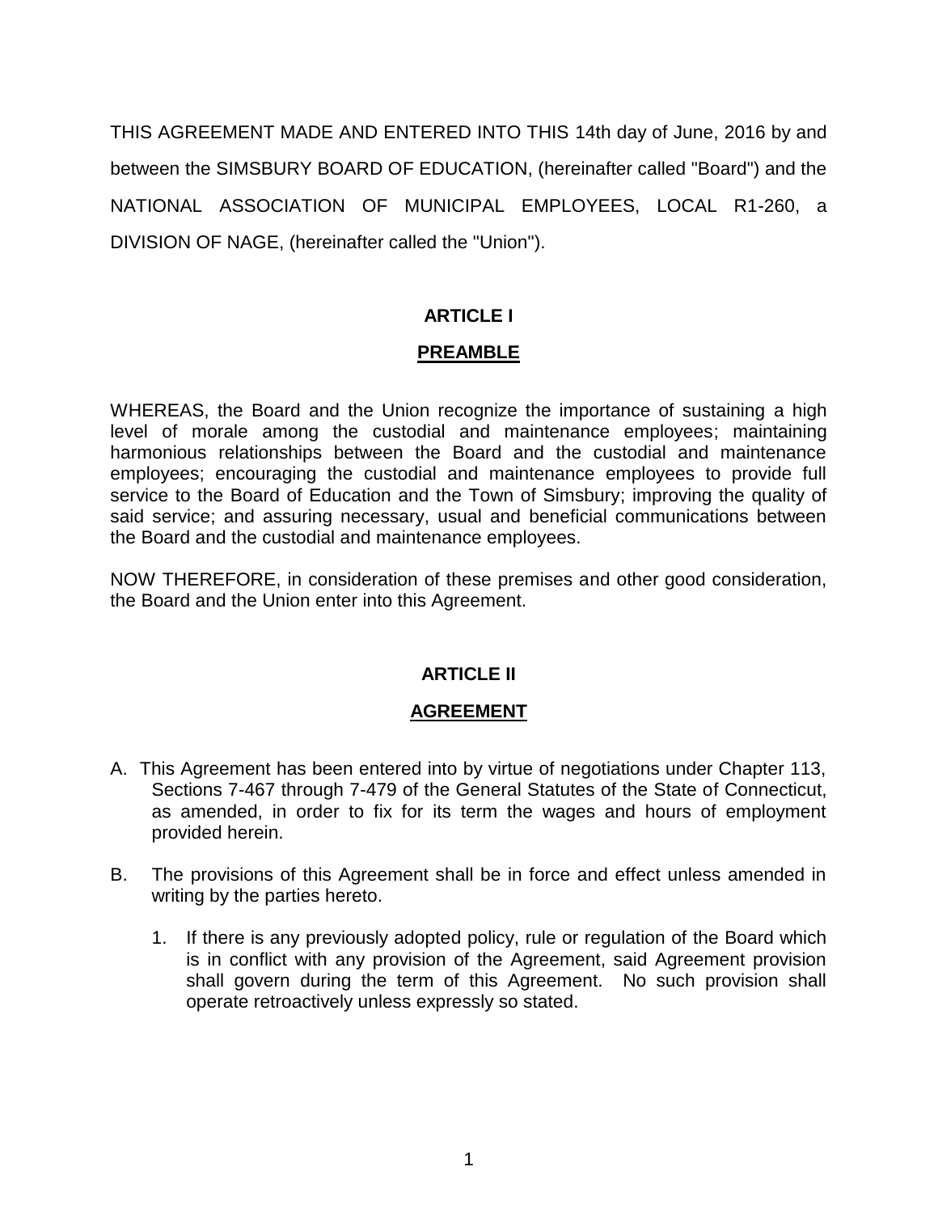THIS AGREEMENT MADE AND ENTERED INTO THIS 14th day of June, 2016 by and between the SIMSBURY BOARD OF EDUCATION, (hereinafter called "Board") and the NATIONAL ASSOCIATION OF MUNICIPAL EMPLOYEES, LOCAL R1-260, a DIVISION OF NAGE, (hereinafter called the "Union").

## ARTICLE I

## PREAMBLE

WHEREAS, the Board and the Union recognize the importance of sustaining a high level of morale among the custodial and maintenance employees; maintaining harmonious relationships between the Board and the custodial and maintenance employees; encouraging the custodial and maintenance employees to provide full service to the Board of Education and the Town of Simsbury; improving the quality of said service; and assuring necessary, usual and beneficial communications between the Board and the custodial and maintenance employees.

NOW THEREFORE, in consideration of these premises and other good consideration, the Board and the Union enter into this Agreement.

## ARTICLE II

## AGREEMENT

A. This Agreement has been entered into by virtue of negotiations under Chapter 113, Sections 7-467 through 7-479 of the General Statutes of the State of Connecticut, as amended, in order to fix for its term the wages and hours of employment provided herein.

B. The provisions of this Agreement shall be in force and effect unless amended in writing by the parties hereto.

   1. If there is any previously adopted policy, rule or regulation of the Board which is in conflict with any provision of the Agreement, said Agreement provision shall govern during the term of this Agreement. No such provision shall operate retroactively unless expressly so stated.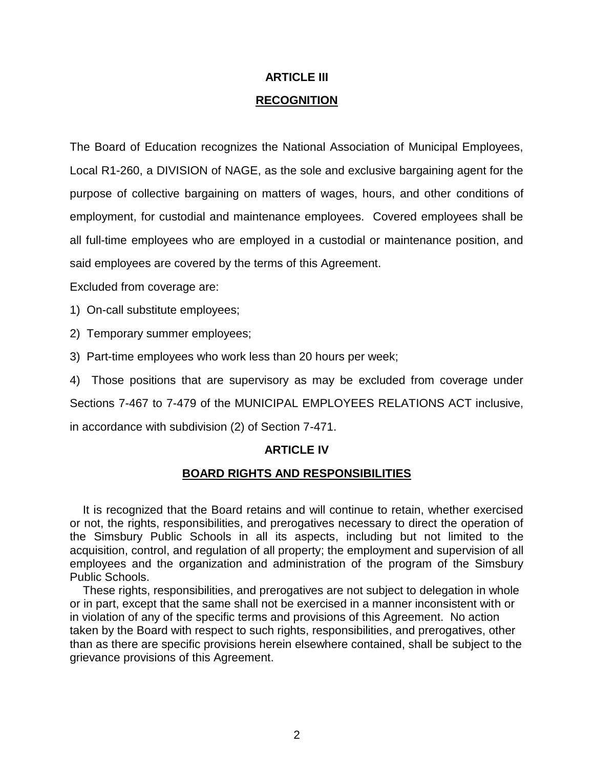## ARTICLE III

## RECOGNITION

The Board of Education recognizes the National Association of Municipal Employees, Local R1-260, a DIVISION of NAGE, as the sole and exclusive bargaining agent for the purpose of collective bargaining on matters of wages, hours, and other conditions of employment, for custodial and maintenance employees. Covered employees shall be all full-time employees who are employed in a custodial or maintenance position, and said employees are covered by the terms of this Agreement.

Excluded from coverage are:

1) On-call substitute employees;

2) Temporary summer employees;

3) Part-time employees who work less than 20 hours per week;

4) Those positions that are supervisory as may be excluded from coverage under Sections 7-467 to 7-479 of the MUNICIPAL EMPLOYEES RELATIONS ACT inclusive, in accordance with subdivision (2) of Section 7-471.

## ARTICLE IV

## BOARD RIGHTS AND RESPONSIBILITIES

It is recognized that the Board retains and will continue to retain, whether exercised or not, the rights, responsibilities, and prerogatives necessary to direct the operation of the Simsbury Public Schools in all its aspects, including but not limited to the acquisition, control, and regulation of all property; the employment and supervision of all employees and the organization and administration of the program of the Simsbury Public Schools.

These rights, responsibilities, and prerogatives are not subject to delegation in whole or in part, except that the same shall not be exercised in a manner inconsistent with or in violation of any of the specific terms and provisions of this Agreement. No action taken by the Board with respect to such rights, responsibilities, and prerogatives, other than as there are specific provisions herein elsewhere contained, shall be subject to the grievance provisions of this Agreement.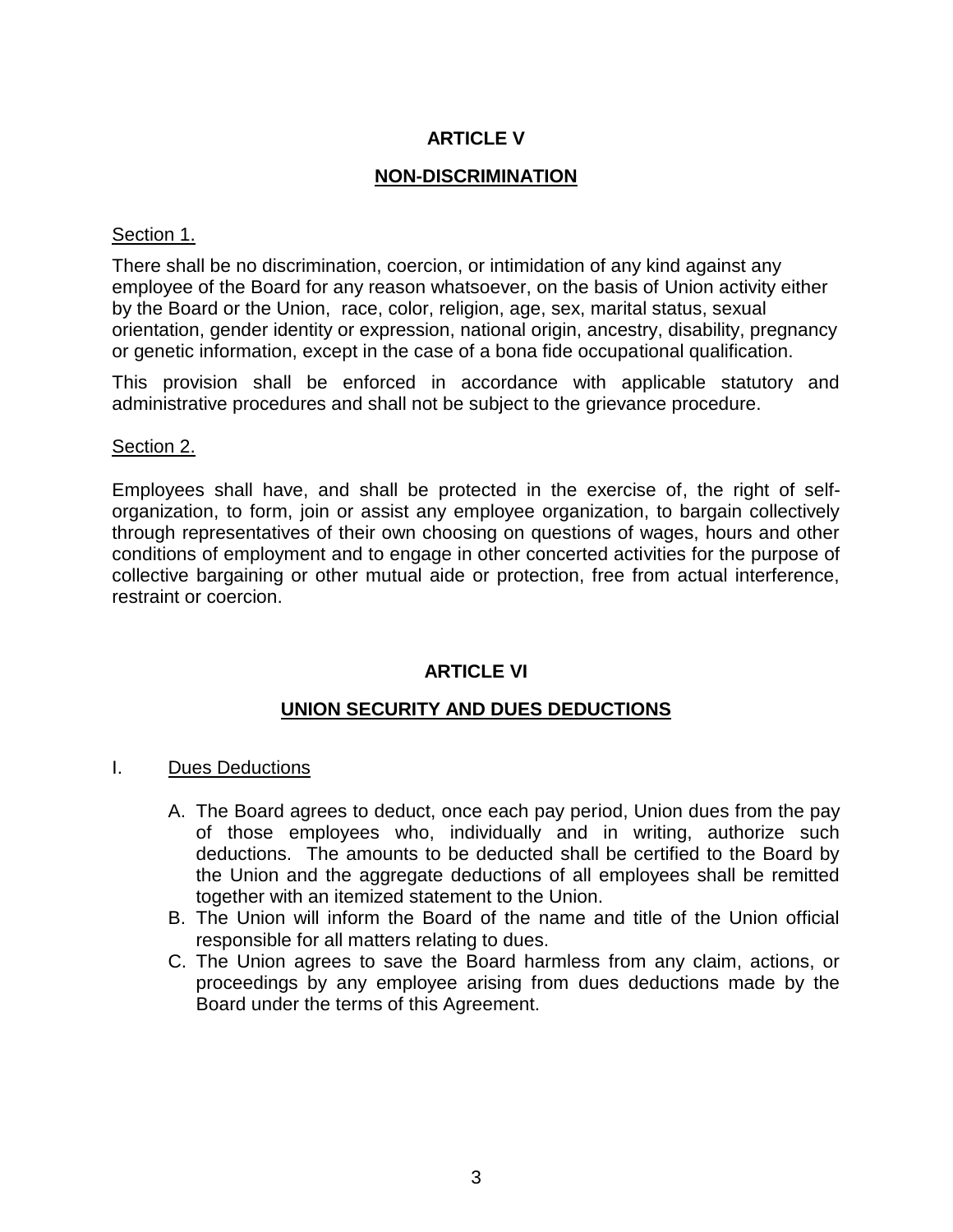# ARTICLE V

## NON-DISCRIMINATION

Section 1.

There shall be no discrimination, coercion, or intimidation of any kind against any employee of the Board for any reason whatsoever, on the basis of Union activity either by the Board or the Union, race, color, religion, age, sex, marital status, sexual orientation, gender identity or expression, national origin, ancestry, disability, pregnancy or genetic information, except in the case of a bona fide occupational qualification.

This provision shall be enforced in accordance with applicable statutory and administrative procedures and shall not be subject to the grievance procedure.

Section 2.

Employees shall have, and shall be protected in the exercise of, the right of self-organization, to form, join or assist any employee organization, to bargain collectively through representatives of their own choosing on questions of wages, hours and other conditions of employment and to engage in other concerted activities for the purpose of collective bargaining or other mutual aide or protection, free from actual interference, restraint or coercion.

# ARTICLE VI

## UNION SECURITY AND DUES DEDUCTIONS

I. Dues Deductions

A. The Board agrees to deduct, once each pay period, Union dues from the pay of those employees who, individually and in writing, authorize such deductions. The amounts to be deducted shall be certified to the Board by the Union and the aggregate deductions of all employees shall be remitted together with an itemized statement to the Union.

B. The Union will inform the Board of the name and title of the Union official responsible for all matters relating to dues.

C. The Union agrees to save the Board harmless from any claim, actions, or proceedings by any employee arising from dues deductions made by the Board under the terms of this Agreement.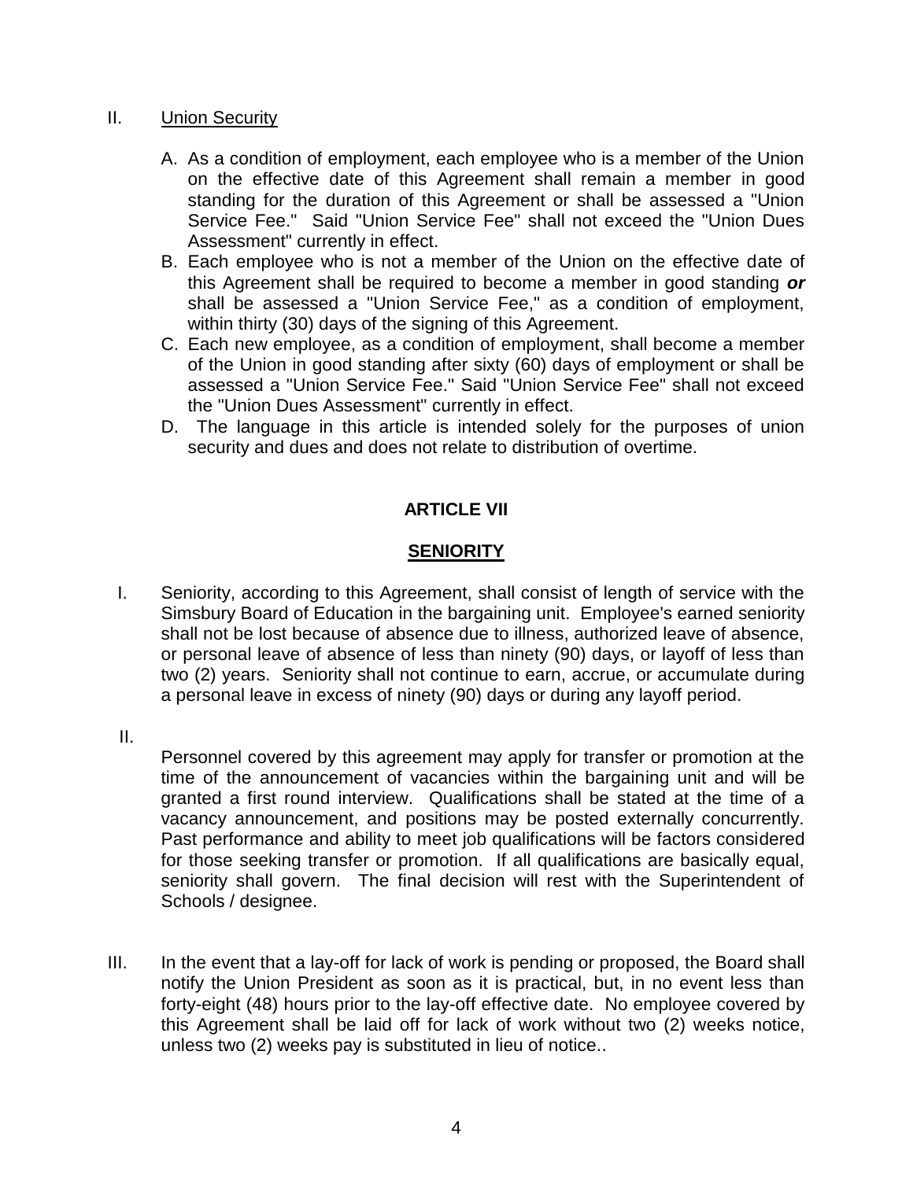II. Union Security

A. As a condition of employment, each employee who is a member of the Union on the effective date of this Agreement shall remain a member in good standing for the duration of this Agreement or shall be assessed a "Union Service Fee." Said "Union Service Fee" shall not exceed the "Union Dues Assessment" currently in effect.

B. Each employee who is not a member of the Union on the effective date of this Agreement shall be required to become a member in good standing ***or*** shall be assessed a "Union Service Fee," as a condition of employment, within thirty (30) days of the signing of this Agreement.

C. Each new employee, as a condition of employment, shall become a member of the Union in good standing after sixty (60) days of employment or shall be assessed a "Union Service Fee." Said "Union Service Fee" shall not exceed the "Union Dues Assessment" currently in effect.

D. The language in this article is intended solely for the purposes of union security and dues and does not relate to distribution of overtime.

## ARTICLE VII

## SENIORITY

I. Seniority, according to this Agreement, shall consist of length of service with the Simsbury Board of Education in the bargaining unit. Employee's earned seniority shall not be lost because of absence due to illness, authorized leave of absence, or personal leave of absence of less than ninety (90) days, or layoff of less than two (2) years. Seniority shall not continue to earn, accrue, or accumulate during a personal leave in excess of ninety (90) days or during any layoff period.

II. Personnel covered by this agreement may apply for transfer or promotion at the time of the announcement of vacancies within the bargaining unit and will be granted a first round interview. Qualifications shall be stated at the time of a vacancy announcement, and positions may be posted externally concurrently. Past performance and ability to meet job qualifications will be factors considered for those seeking transfer or promotion. If all qualifications are basically equal, seniority shall govern. The final decision will rest with the Superintendent of Schools / designee.

III. In the event that a lay-off for lack of work is pending or proposed, the Board shall notify the Union President as soon as it is practical, but, in no event less than forty-eight (48) hours prior to the lay-off effective date. No employee covered by this Agreement shall be laid off for lack of work without two (2) weeks notice, unless two (2) weeks pay is substituted in lieu of notice..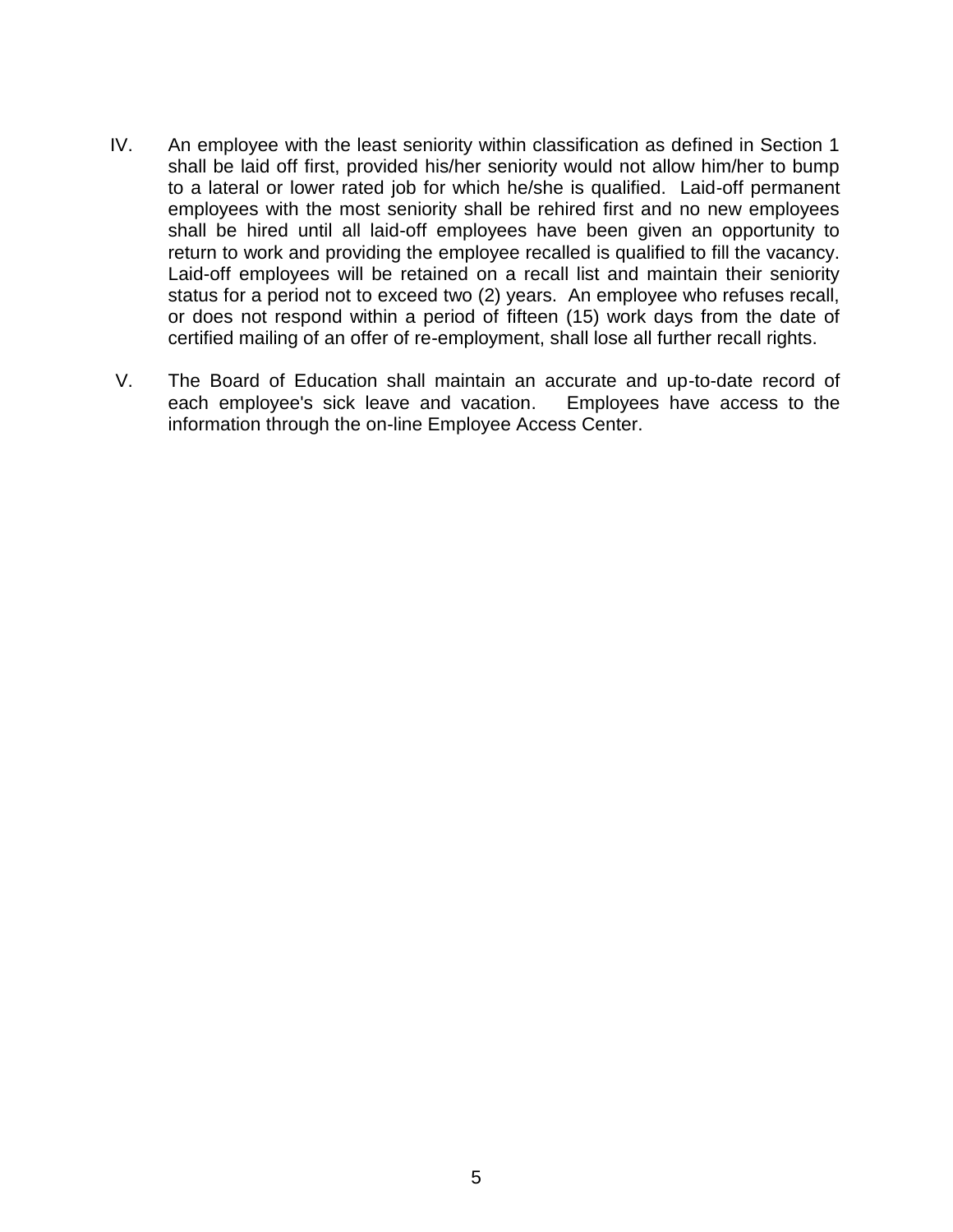IV. An employee with the least seniority within classification as defined in Section 1 shall be laid off first, provided his/her seniority would not allow him/her to bump to a lateral or lower rated job for which he/she is qualified. Laid-off permanent employees with the most seniority shall be rehired first and no new employees shall be hired until all laid-off employees have been given an opportunity to return to work and providing the employee recalled is qualified to fill the vacancy. Laid-off employees will be retained on a recall list and maintain their seniority status for a period not to exceed two (2) years. An employee who refuses recall, or does not respond within a period of fifteen (15) work days from the date of certified mailing of an offer of re-employment, shall lose all further recall rights.

V. The Board of Education shall maintain an accurate and up-to-date record of each employee's sick leave and vacation. Employees have access to the information through the on-line Employee Access Center.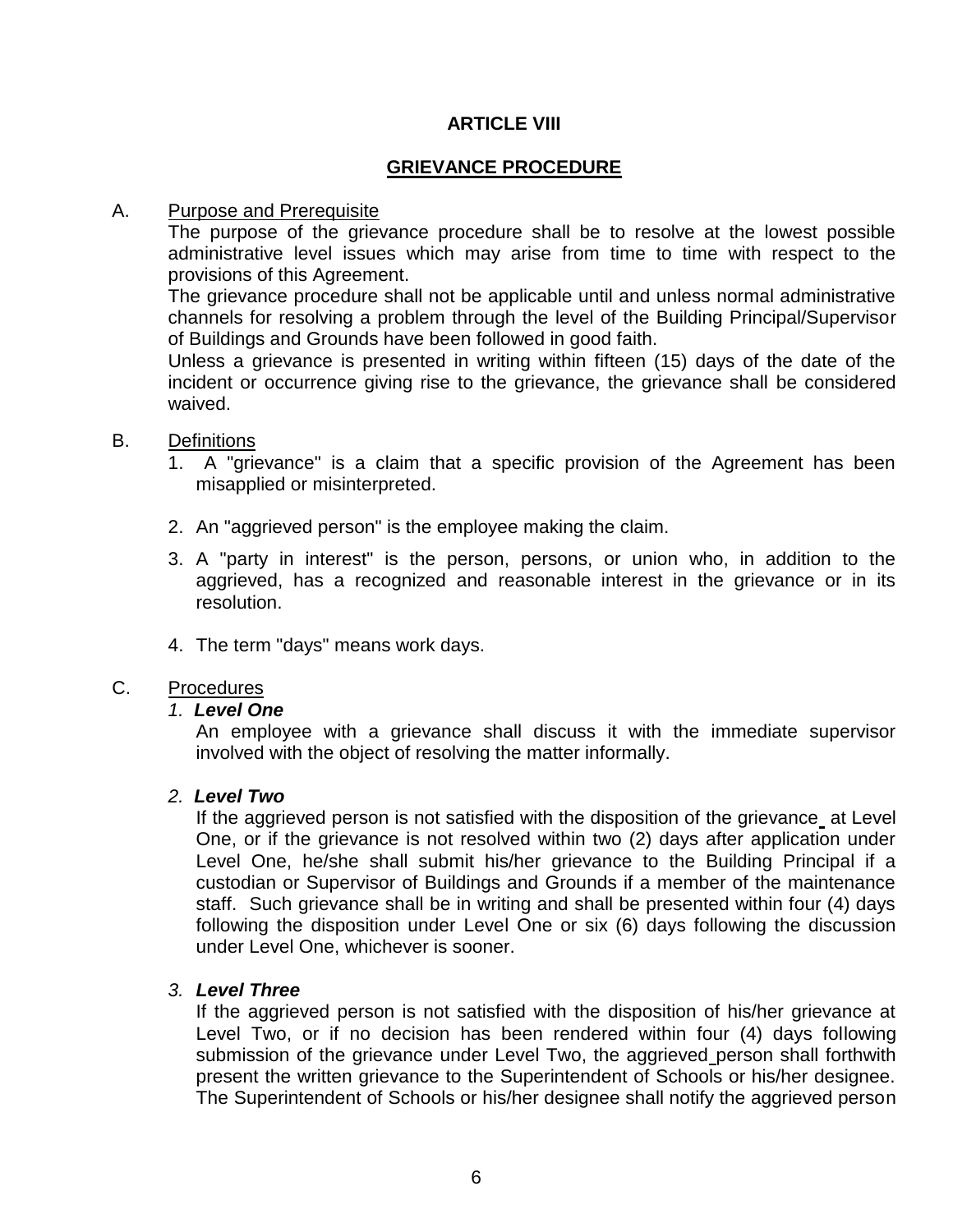# ARTICLE VIII

## GRIEVANCE PROCEDURE

A. Purpose and Prerequisite

The purpose of the grievance procedure shall be to resolve at the lowest possible administrative level issues which may arise from time to time with respect to the provisions of this Agreement.

The grievance procedure shall not be applicable until and unless normal administrative channels for resolving a problem through the level of the Building Principal/Supervisor of Buildings and Grounds have been followed in good faith.

Unless a grievance is presented in writing within fifteen (15) days of the date of the incident or occurrence giving rise to the grievance, the grievance shall be considered waived.

B. Definitions

1. A "grievance" is a claim that a specific provision of the Agreement has been misapplied or misinterpreted.

2. An "aggrieved person" is the employee making the claim.

3. A "party in interest" is the person, persons, or union who, in addition to the aggrieved, has a recognized and reasonable interest in the grievance or in its resolution.

4. The term "days" means work days.

C. Procedures

*1.* ***Level One***

An employee with a grievance shall discuss it with the immediate supervisor involved with the object of resolving the matter informally.

*2.* ***Level Two***

If the aggrieved person is not satisfied with the disposition of the grievance at Level One, or if the grievance is not resolved within two (2) days after application under Level One, he/she shall submit his/her grievance to the Building Principal if a custodian or Supervisor of Buildings and Grounds if a member of the maintenance staff. Such grievance shall be in writing and shall be presented within four (4) days following the disposition under Level One or six (6) days following the discussion under Level One, whichever is sooner.

*3.* ***Level Three***

If the aggrieved person is not satisfied with the disposition of his/her grievance at Level Two, or if no decision has been rendered within four (4) days following submission of the grievance under Level Two, the aggrieved person shall forthwith present the written grievance to the Superintendent of Schools or his/her designee. The Superintendent of Schools or his/her designee shall notify the aggrieved person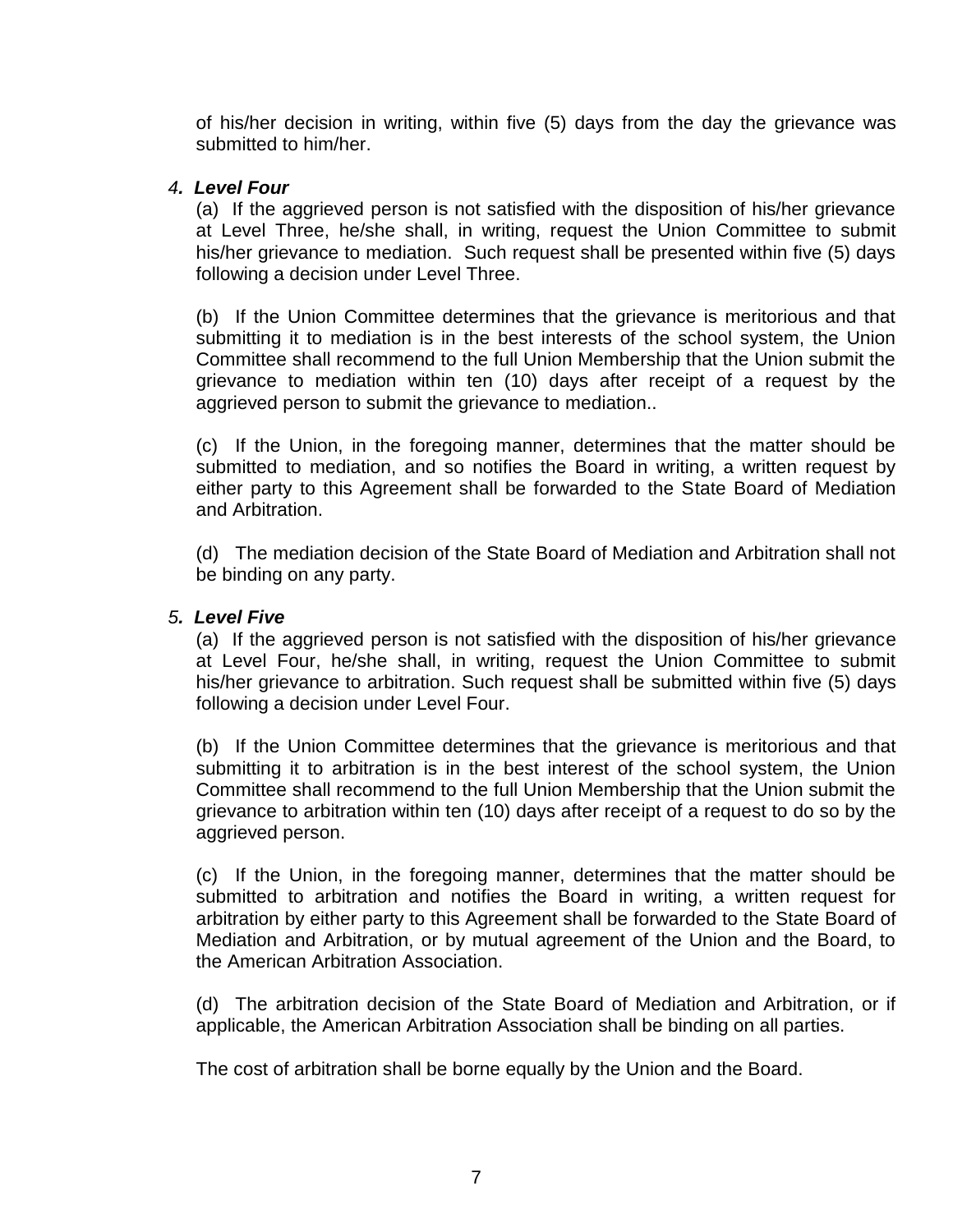of his/her decision in writing, within five (5) days from the day the grievance was submitted to him/her.

### *4. Level Four*

(a) If the aggrieved person is not satisfied with the disposition of his/her grievance at Level Three, he/she shall, in writing, request the Union Committee to submit his/her grievance to mediation. Such request shall be presented within five (5) days following a decision under Level Three.

(b) If the Union Committee determines that the grievance is meritorious and that submitting it to mediation is in the best interests of the school system, the Union Committee shall recommend to the full Union Membership that the Union submit the grievance to mediation within ten (10) days after receipt of a request by the aggrieved person to submit the grievance to mediation..

(c) If the Union, in the foregoing manner, determines that the matter should be submitted to mediation, and so notifies the Board in writing, a written request by either party to this Agreement shall be forwarded to the State Board of Mediation and Arbitration.

(d) The mediation decision of the State Board of Mediation and Arbitration shall not be binding on any party.

### *5. Level Five*

(a) If the aggrieved person is not satisfied with the disposition of his/her grievance at Level Four, he/she shall, in writing, request the Union Committee to submit his/her grievance to arbitration. Such request shall be submitted within five (5) days following a decision under Level Four.

(b) If the Union Committee determines that the grievance is meritorious and that submitting it to arbitration is in the best interest of the school system, the Union Committee shall recommend to the full Union Membership that the Union submit the grievance to arbitration within ten (10) days after receipt of a request to do so by the aggrieved person.

(c) If the Union, in the foregoing manner, determines that the matter should be submitted to arbitration and notifies the Board in writing, a written request for arbitration by either party to this Agreement shall be forwarded to the State Board of Mediation and Arbitration, or by mutual agreement of the Union and the Board, to the American Arbitration Association.

(d) The arbitration decision of the State Board of Mediation and Arbitration, or if applicable, the American Arbitration Association shall be binding on all parties.

The cost of arbitration shall be borne equally by the Union and the Board.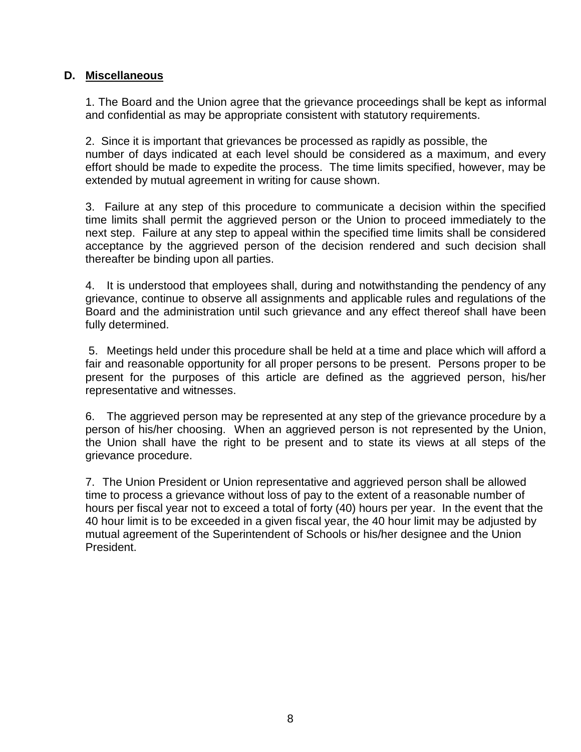## D. Miscellaneous

1. The Board and the Union agree that the grievance proceedings shall be kept as informal and confidential as may be appropriate consistent with statutory requirements.

2. Since it is important that grievances be processed as rapidly as possible, the number of days indicated at each level should be considered as a maximum, and every effort should be made to expedite the process. The time limits specified, however, may be extended by mutual agreement in writing for cause shown.

3. Failure at any step of this procedure to communicate a decision within the specified time limits shall permit the aggrieved person or the Union to proceed immediately to the next step. Failure at any step to appeal within the specified time limits shall be considered acceptance by the aggrieved person of the decision rendered and such decision shall thereafter be binding upon all parties.

4. It is understood that employees shall, during and notwithstanding the pendency of any grievance, continue to observe all assignments and applicable rules and regulations of the Board and the administration until such grievance and any effect thereof shall have been fully determined.

5. Meetings held under this procedure shall be held at a time and place which will afford a fair and reasonable opportunity for all proper persons to be present. Persons proper to be present for the purposes of this article are defined as the aggrieved person, his/her representative and witnesses.

6. The aggrieved person may be represented at any step of the grievance procedure by a person of his/her choosing. When an aggrieved person is not represented by the Union, the Union shall have the right to be present and to state its views at all steps of the grievance procedure.

7. The Union President or Union representative and aggrieved person shall be allowed time to process a grievance without loss of pay to the extent of a reasonable number of hours per fiscal year not to exceed a total of forty (40) hours per year. In the event that the 40 hour limit is to be exceeded in a given fiscal year, the 40 hour limit may be adjusted by mutual agreement of the Superintendent of Schools or his/her designee and the Union President.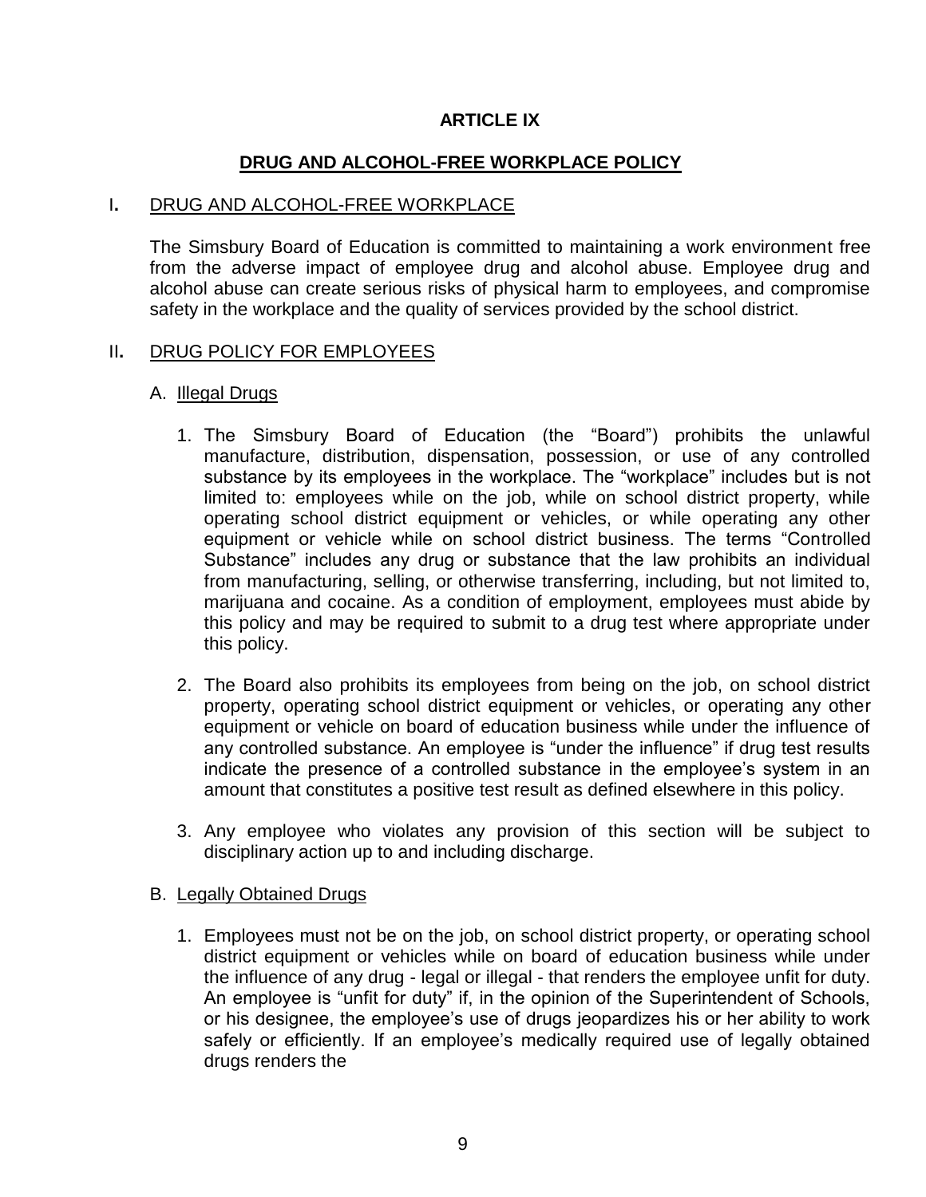## ARTICLE IX

## DRUG AND ALCOHOL-FREE WORKPLACE POLICY

### I. DRUG AND ALCOHOL-FREE WORKPLACE

The Simsbury Board of Education is committed to maintaining a work environment free from the adverse impact of employee drug and alcohol abuse. Employee drug and alcohol abuse can create serious risks of physical harm to employees, and compromise safety in the workplace and the quality of services provided by the school district.

### II. DRUG POLICY FOR EMPLOYEES

A. Illegal Drugs

1. The Simsbury Board of Education (the "Board") prohibits the unlawful manufacture, distribution, dispensation, possession, or use of any controlled substance by its employees in the workplace. The "workplace" includes but is not limited to: employees while on the job, while on school district property, while operating school district equipment or vehicles, or while operating any other equipment or vehicle while on school district business. The terms "Controlled Substance" includes any drug or substance that the law prohibits an individual from manufacturing, selling, or otherwise transferring, including, but not limited to, marijuana and cocaine. As a condition of employment, employees must abide by this policy and may be required to submit to a drug test where appropriate under this policy.

2. The Board also prohibits its employees from being on the job, on school district property, operating school district equipment or vehicles, or operating any other equipment or vehicle on board of education business while under the influence of any controlled substance. An employee is "under the influence" if drug test results indicate the presence of a controlled substance in the employee's system in an amount that constitutes a positive test result as defined elsewhere in this policy.

3. Any employee who violates any provision of this section will be subject to disciplinary action up to and including discharge.

B. Legally Obtained Drugs

1. Employees must not be on the job, on school district property, or operating school district equipment or vehicles while on board of education business while under the influence of any drug - legal or illegal - that renders the employee unfit for duty. An employee is "unfit for duty" if, in the opinion of the Superintendent of Schools, or his designee, the employee's use of drugs jeopardizes his or her ability to work safely or efficiently. If an employee's medically required use of legally obtained drugs renders the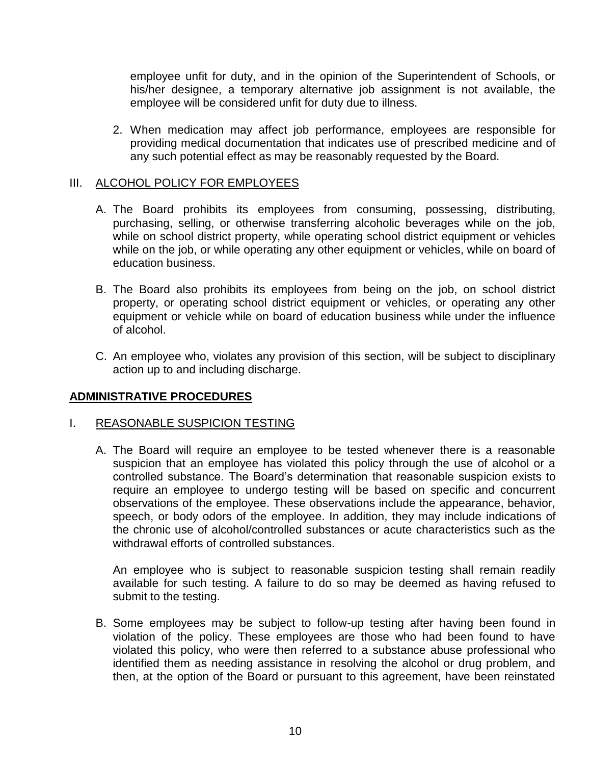employee unfit for duty, and in the opinion of the Superintendent of Schools, or his/her designee, a temporary alternative job assignment is not available, the employee will be considered unfit for duty due to illness.

2. When medication may affect job performance, employees are responsible for providing medical documentation that indicates use of prescribed medicine and of any such potential effect as may be reasonably requested by the Board.

III. ALCOHOL POLICY FOR EMPLOYEES

A. The Board prohibits its employees from consuming, possessing, distributing, purchasing, selling, or otherwise transferring alcoholic beverages while on the job, while on school district property, while operating school district equipment or vehicles while on the job, or while operating any other equipment or vehicles, while on board of education business.

B. The Board also prohibits its employees from being on the job, on school district property, or operating school district equipment or vehicles, or operating any other equipment or vehicle while on board of education business while under the influence of alcohol.

C. An employee who, violates any provision of this section, will be subject to disciplinary action up to and including discharge.

## ADMINISTRATIVE PROCEDURES

I. REASONABLE SUSPICION TESTING

A. The Board will require an employee to be tested whenever there is a reasonable suspicion that an employee has violated this policy through the use of alcohol or a controlled substance. The Board's determination that reasonable suspicion exists to require an employee to undergo testing will be based on specific and concurrent observations of the employee. These observations include the appearance, behavior, speech, or body odors of the employee. In addition, they may include indications of the chronic use of alcohol/controlled substances or acute characteristics such as the withdrawal efforts of controlled substances.

An employee who is subject to reasonable suspicion testing shall remain readily available for such testing. A failure to do so may be deemed as having refused to submit to the testing.

B. Some employees may be subject to follow-up testing after having been found in violation of the policy. These employees are those who had been found to have violated this policy, who were then referred to a substance abuse professional who identified them as needing assistance in resolving the alcohol or drug problem, and then, at the option of the Board or pursuant to this agreement, have been reinstated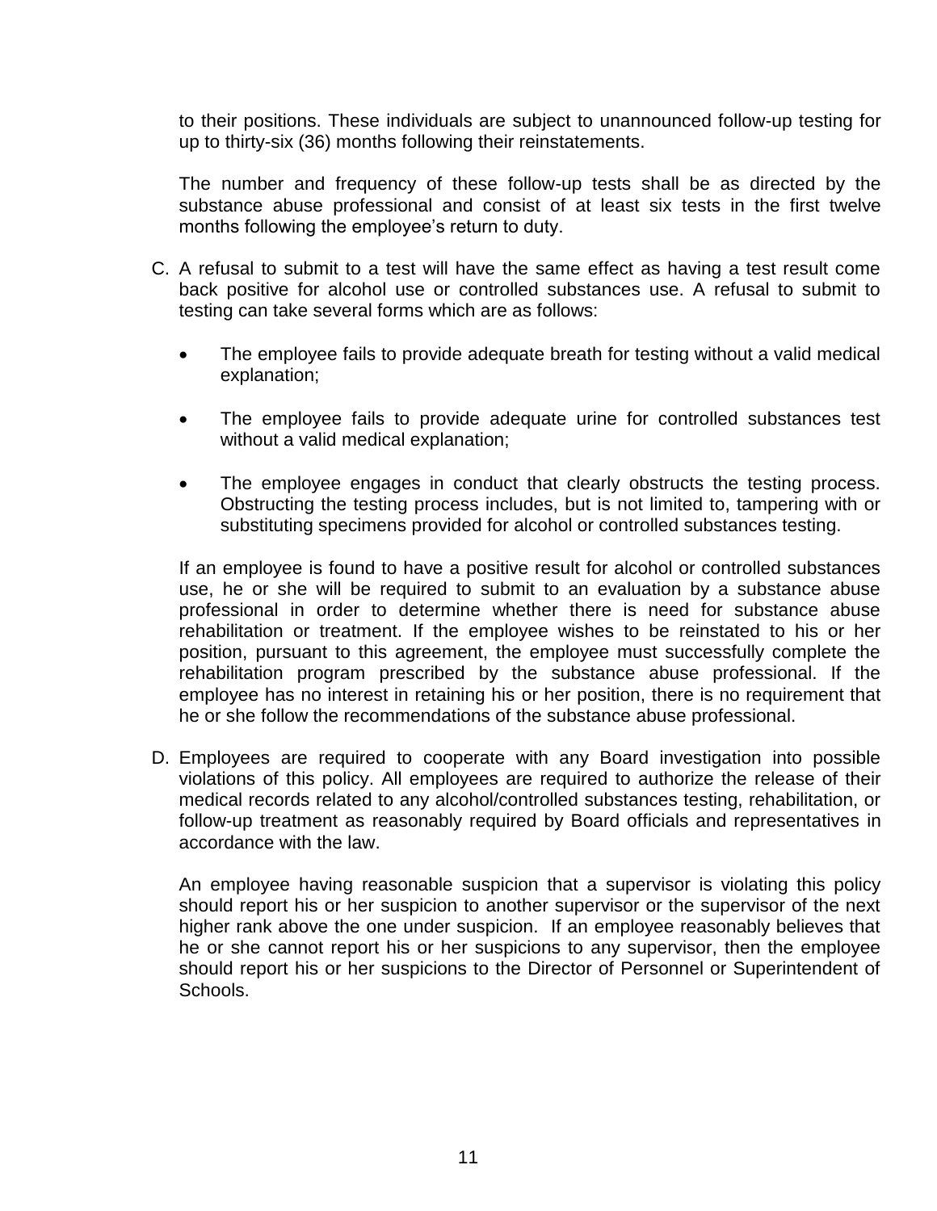to their positions. These individuals are subject to unannounced follow-up testing for up to thirty-six (36) months following their reinstatements.

The number and frequency of these follow-up tests shall be as directed by the substance abuse professional and consist of at least six tests in the first twelve months following the employee's return to duty.

C. A refusal to submit to a test will have the same effect as having a test result come back positive for alcohol use or controlled substances use. A refusal to submit to testing can take several forms which are as follows:

   - The employee fails to provide adequate breath for testing without a valid medical explanation;

   - The employee fails to provide adequate urine for controlled substances test without a valid medical explanation;

   - The employee engages in conduct that clearly obstructs the testing process. Obstructing the testing process includes, but is not limited to, tampering with or substituting specimens provided for alcohol or controlled substances testing.

   If an employee is found to have a positive result for alcohol or controlled substances use, he or she will be required to submit to an evaluation by a substance abuse professional in order to determine whether there is need for substance abuse rehabilitation or treatment. If the employee wishes to be reinstated to his or her position, pursuant to this agreement, the employee must successfully complete the rehabilitation program prescribed by the substance abuse professional. If the employee has no interest in retaining his or her position, there is no requirement that he or she follow the recommendations of the substance abuse professional.

D. Employees are required to cooperate with any Board investigation into possible violations of this policy. All employees are required to authorize the release of their medical records related to any alcohol/controlled substances testing, rehabilitation, or follow-up treatment as reasonably required by Board officials and representatives in accordance with the law.

   An employee having reasonable suspicion that a supervisor is violating this policy should report his or her suspicion to another supervisor or the supervisor of the next higher rank above the one under suspicion. If an employee reasonably believes that he or she cannot report his or her suspicions to any supervisor, then the employee should report his or her suspicions to the Director of Personnel or Superintendent of Schools.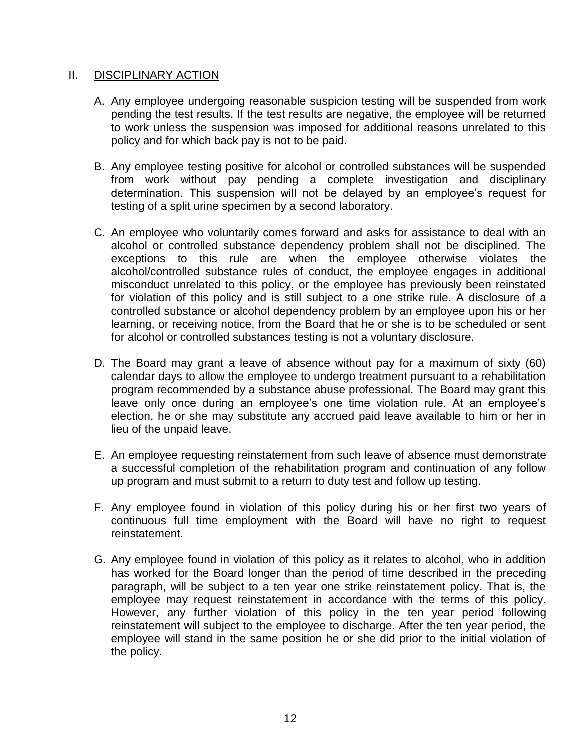## II. DISCIPLINARY ACTION

A. Any employee undergoing reasonable suspicion testing will be suspended from work pending the test results. If the test results are negative, the employee will be returned to work unless the suspension was imposed for additional reasons unrelated to this policy and for which back pay is not to be paid.

B. Any employee testing positive for alcohol or controlled substances will be suspended from work without pay pending a complete investigation and disciplinary determination. This suspension will not be delayed by an employee's request for testing of a split urine specimen by a second laboratory.

C. An employee who voluntarily comes forward and asks for assistance to deal with an alcohol or controlled substance dependency problem shall not be disciplined. The exceptions to this rule are when the employee otherwise violates the alcohol/controlled substance rules of conduct, the employee engages in additional misconduct unrelated to this policy, or the employee has previously been reinstated for violation of this policy and is still subject to a one strike rule. A disclosure of a controlled substance or alcohol dependency problem by an employee upon his or her learning, or receiving notice, from the Board that he or she is to be scheduled or sent for alcohol or controlled substances testing is not a voluntary disclosure.

D. The Board may grant a leave of absence without pay for a maximum of sixty (60) calendar days to allow the employee to undergo treatment pursuant to a rehabilitation program recommended by a substance abuse professional. The Board may grant this leave only once during an employee's one time violation rule. At an employee's election, he or she may substitute any accrued paid leave available to him or her in lieu of the unpaid leave.

E. An employee requesting reinstatement from such leave of absence must demonstrate a successful completion of the rehabilitation program and continuation of any follow up program and must submit to a return to duty test and follow up testing.

F. Any employee found in violation of this policy during his or her first two years of continuous full time employment with the Board will have no right to request reinstatement.

G. Any employee found in violation of this policy as it relates to alcohol, who in addition has worked for the Board longer than the period of time described in the preceding paragraph, will be subject to a ten year one strike reinstatement policy. That is, the employee may request reinstatement in accordance with the terms of this policy. However, any further violation of this policy in the ten year period following reinstatement will subject to the employee to discharge. After the ten year period, the employee will stand in the same position he or she did prior to the initial violation of the policy.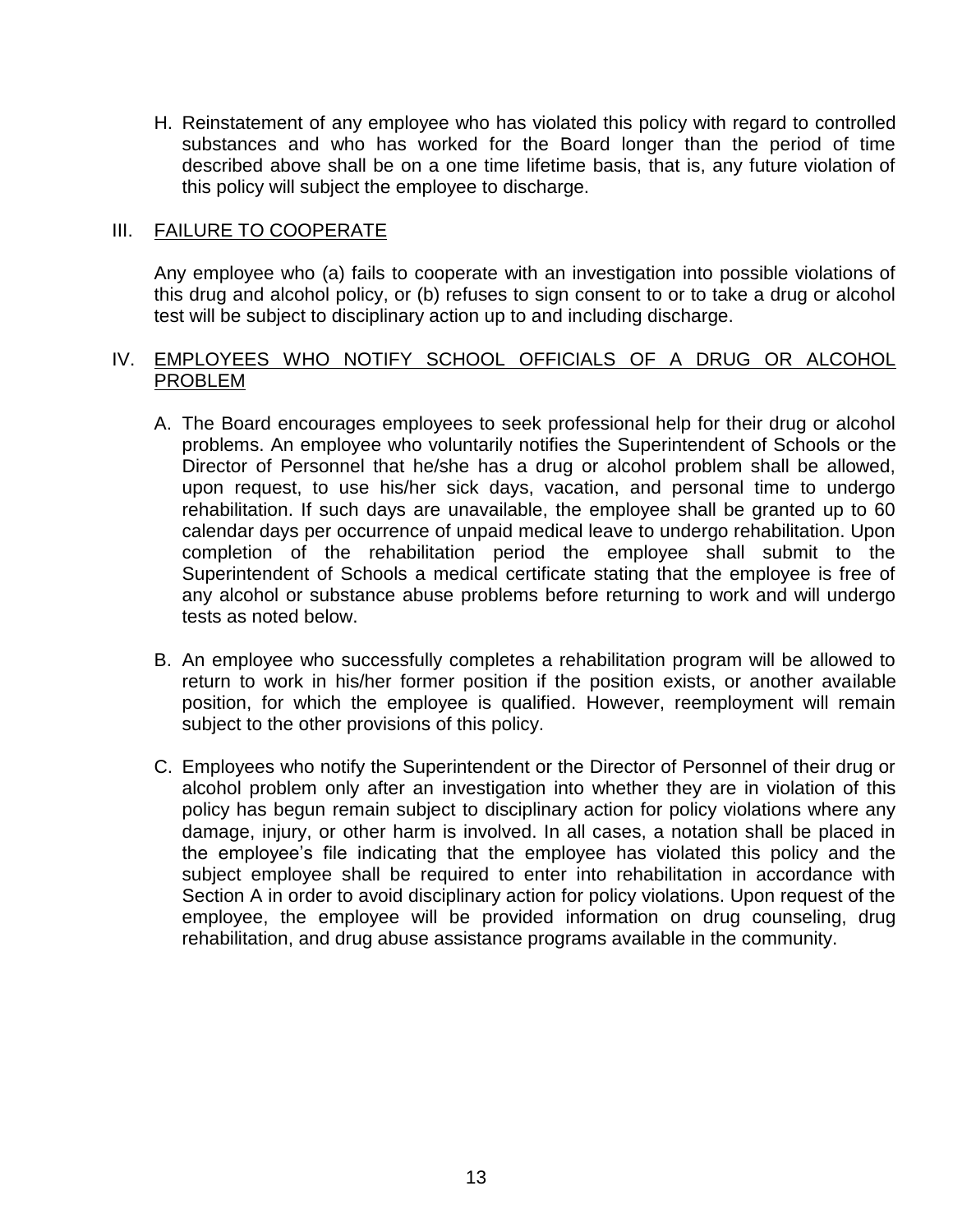H. Reinstatement of any employee who has violated this policy with regard to controlled substances and who has worked for the Board longer than the period of time described above shall be on a one time lifetime basis, that is, any future violation of this policy will subject the employee to discharge.

## III. <u>FAILURE TO COOPERATE</u>

Any employee who (a) fails to cooperate with an investigation into possible violations of this drug and alcohol policy, or (b) refuses to sign consent to or to take a drug or alcohol test will be subject to disciplinary action up to and including discharge.

## IV. <u>EMPLOYEES WHO NOTIFY SCHOOL OFFICIALS OF A DRUG OR ALCOHOL PROBLEM</u>

A. The Board encourages employees to seek professional help for their drug or alcohol problems. An employee who voluntarily notifies the Superintendent of Schools or the Director of Personnel that he/she has a drug or alcohol problem shall be allowed, upon request, to use his/her sick days, vacation, and personal time to undergo rehabilitation. If such days are unavailable, the employee shall be granted up to 60 calendar days per occurrence of unpaid medical leave to undergo rehabilitation. Upon completion of the rehabilitation period the employee shall submit to the Superintendent of Schools a medical certificate stating that the employee is free of any alcohol or substance abuse problems before returning to work and will undergo tests as noted below.

B. An employee who successfully completes a rehabilitation program will be allowed to return to work in his/her former position if the position exists, or another available position, for which the employee is qualified. However, reemployment will remain subject to the other provisions of this policy.

C. Employees who notify the Superintendent or the Director of Personnel of their drug or alcohol problem only after an investigation into whether they are in violation of this policy has begun remain subject to disciplinary action for policy violations where any damage, injury, or other harm is involved. In all cases, a notation shall be placed in the employee's file indicating that the employee has violated this policy and the subject employee shall be required to enter into rehabilitation in accordance with Section A in order to avoid disciplinary action for policy violations. Upon request of the employee, the employee will be provided information on drug counseling, drug rehabilitation, and drug abuse assistance programs available in the community.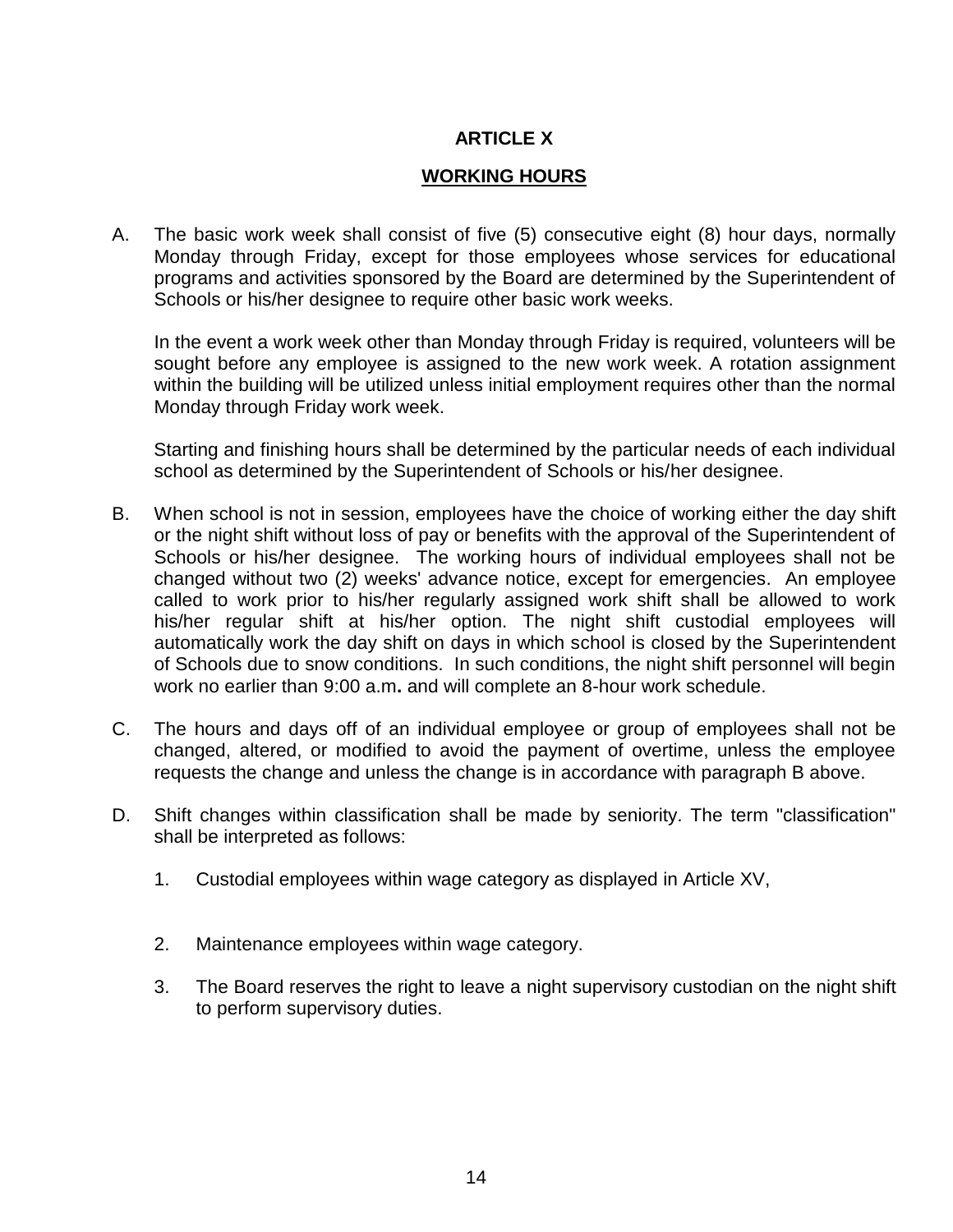# ARTICLE X

## WORKING HOURS

A. The basic work week shall consist of five (5) consecutive eight (8) hour days, normally Monday through Friday, except for those employees whose services for educational programs and activities sponsored by the Board are determined by the Superintendent of Schools or his/her designee to require other basic work weeks.

   In the event a work week other than Monday through Friday is required, volunteers will be sought before any employee is assigned to the new work week. A rotation assignment within the building will be utilized unless initial employment requires other than the normal Monday through Friday work week.

   Starting and finishing hours shall be determined by the particular needs of each individual school as determined by the Superintendent of Schools or his/her designee.

B. When school is not in session, employees have the choice of working either the day shift or the night shift without loss of pay or benefits with the approval of the Superintendent of Schools or his/her designee. The working hours of individual employees shall not be changed without two (2) weeks' advance notice, except for emergencies. An employee called to work prior to his/her regularly assigned work shift shall be allowed to work his/her regular shift at his/her option. The night shift custodial employees will automatically work the day shift on days in which school is closed by the Superintendent of Schools due to snow conditions. In such conditions, the night shift personnel will begin work no earlier than 9:00 a.m**.** and will complete an 8-hour work schedule.

C. The hours and days off of an individual employee or group of employees shall not be changed, altered, or modified to avoid the payment of overtime, unless the employee requests the change and unless the change is in accordance with paragraph B above.

D. Shift changes within classification shall be made by seniority. The term "classification" shall be interpreted as follows:

   1. Custodial employees within wage category as displayed in Article XV,

   2. Maintenance employees within wage category.

   3. The Board reserves the right to leave a night supervisory custodian on the night shift to perform supervisory duties.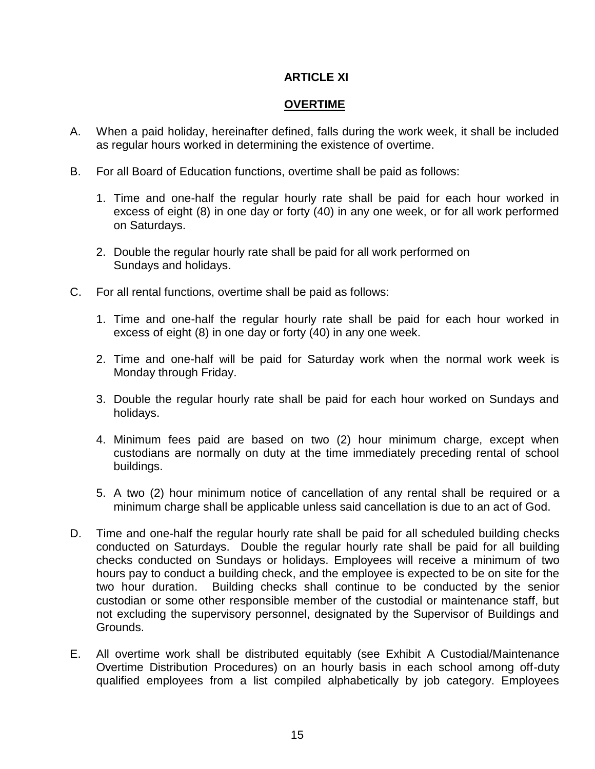## ARTICLE XI

## OVERTIME

A. When a paid holiday, hereinafter defined, falls during the work week, it shall be included as regular hours worked in determining the existence of overtime.

B. For all Board of Education functions, overtime shall be paid as follows:

   1. Time and one-half the regular hourly rate shall be paid for each hour worked in excess of eight (8) in one day or forty (40) in any one week, or for all work performed on Saturdays.

   2. Double the regular hourly rate shall be paid for all work performed on Sundays and holidays.

C. For all rental functions, overtime shall be paid as follows:

   1. Time and one-half the regular hourly rate shall be paid for each hour worked in excess of eight (8) in one day or forty (40) in any one week.

   2. Time and one-half will be paid for Saturday work when the normal work week is Monday through Friday.

   3. Double the regular hourly rate shall be paid for each hour worked on Sundays and holidays.

   4. Minimum fees paid are based on two (2) hour minimum charge, except when custodians are normally on duty at the time immediately preceding rental of school buildings.

   5. A two (2) hour minimum notice of cancellation of any rental shall be required or a minimum charge shall be applicable unless said cancellation is due to an act of God.

D. Time and one-half the regular hourly rate shall be paid for all scheduled building checks conducted on Saturdays. Double the regular hourly rate shall be paid for all building checks conducted on Sundays or holidays. Employees will receive a minimum of two hours pay to conduct a building check, and the employee is expected to be on site for the two hour duration. Building checks shall continue to be conducted by the senior custodian or some other responsible member of the custodial or maintenance staff, but not excluding the supervisory personnel, designated by the Supervisor of Buildings and Grounds.

E. All overtime work shall be distributed equitably (see Exhibit A Custodial/Maintenance Overtime Distribution Procedures) on an hourly basis in each school among off-duty qualified employees from a list compiled alphabetically by job category. Employees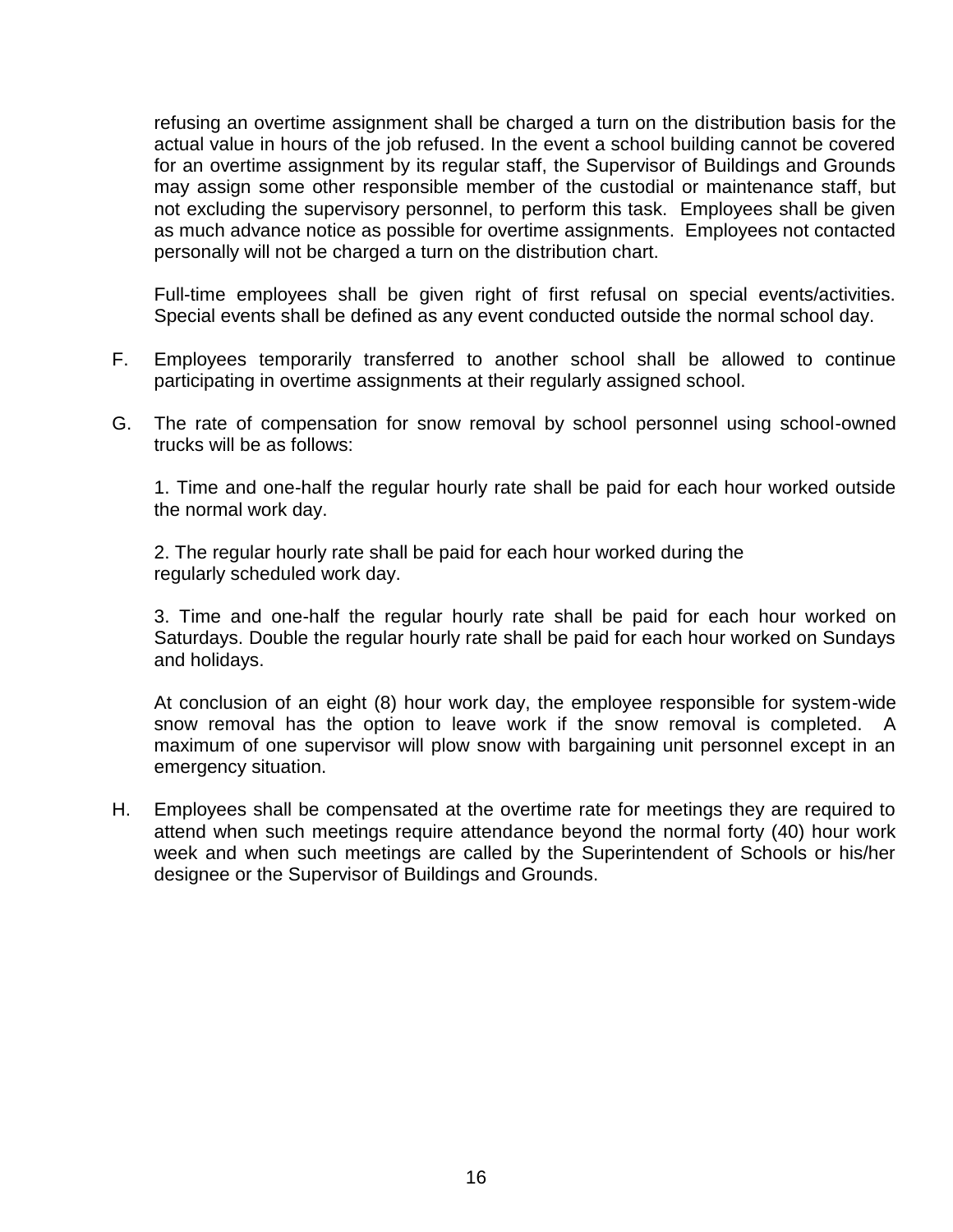refusing an overtime assignment shall be charged a turn on the distribution basis for the actual value in hours of the job refused. In the event a school building cannot be covered for an overtime assignment by its regular staff, the Supervisor of Buildings and Grounds may assign some other responsible member of the custodial or maintenance staff, but not excluding the supervisory personnel, to perform this task. Employees shall be given as much advance notice as possible for overtime assignments. Employees not contacted personally will not be charged a turn on the distribution chart.

Full-time employees shall be given right of first refusal on special events/activities. Special events shall be defined as any event conducted outside the normal school day.

F. Employees temporarily transferred to another school shall be allowed to continue participating in overtime assignments at their regularly assigned school.

G. The rate of compensation for snow removal by school personnel using school-owned trucks will be as follows:

   1. Time and one-half the regular hourly rate shall be paid for each hour worked outside the normal work day.

   2. The regular hourly rate shall be paid for each hour worked during the regularly scheduled work day.

   3. Time and one-half the regular hourly rate shall be paid for each hour worked on Saturdays. Double the regular hourly rate shall be paid for each hour worked on Sundays and holidays.

   At conclusion of an eight (8) hour work day, the employee responsible for system-wide snow removal has the option to leave work if the snow removal is completed. A maximum of one supervisor will plow snow with bargaining unit personnel except in an emergency situation.

H. Employees shall be compensated at the overtime rate for meetings they are required to attend when such meetings require attendance beyond the normal forty (40) hour work week and when such meetings are called by the Superintendent of Schools or his/her designee or the Supervisor of Buildings and Grounds.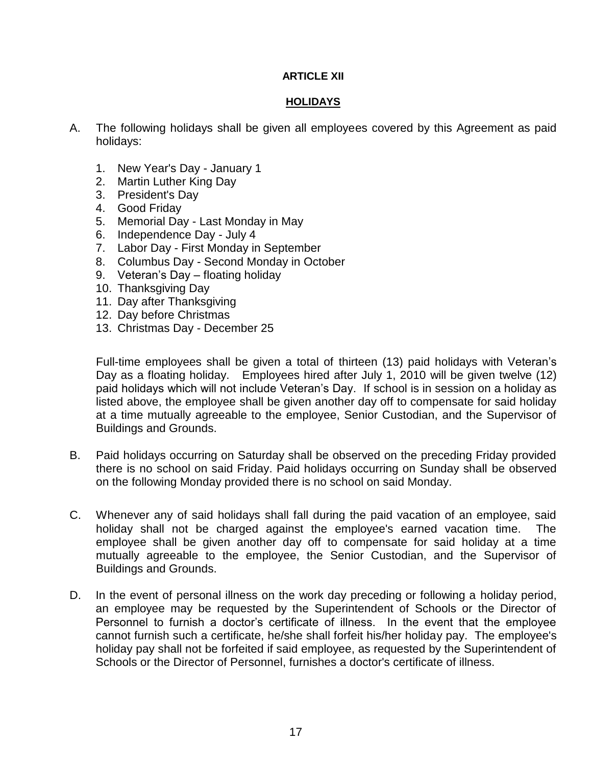**ARTICLE XII**

**HOLIDAYS**

A. The following holidays shall be given all employees covered by this Agreement as paid holidays:

1. New Year's Day - January 1
2. Martin Luther King Day
3. President's Day
4. Good Friday
5. Memorial Day - Last Monday in May
6. Independence Day - July 4
7. Labor Day - First Monday in September
8. Columbus Day - Second Monday in October
9. Veteran's Day – floating holiday
10. Thanksgiving Day
11. Day after Thanksgiving
12. Day before Christmas
13. Christmas Day - December 25

Full-time employees shall be given a total of thirteen (13) paid holidays with Veteran's Day as a floating holiday. Employees hired after July 1, 2010 will be given twelve (12) paid holidays which will not include Veteran's Day. If school is in session on a holiday as listed above, the employee shall be given another day off to compensate for said holiday at a time mutually agreeable to the employee, Senior Custodian, and the Supervisor of Buildings and Grounds.

B. Paid holidays occurring on Saturday shall be observed on the preceding Friday provided there is no school on said Friday. Paid holidays occurring on Sunday shall be observed on the following Monday provided there is no school on said Monday.

C. Whenever any of said holidays shall fall during the paid vacation of an employee, said holiday shall not be charged against the employee's earned vacation time. The employee shall be given another day off to compensate for said holiday at a time mutually agreeable to the employee, the Senior Custodian, and the Supervisor of Buildings and Grounds.

D. In the event of personal illness on the work day preceding or following a holiday period, an employee may be requested by the Superintendent of Schools or the Director of Personnel to furnish a doctor's certificate of illness. In the event that the employee cannot furnish such a certificate, he/she shall forfeit his/her holiday pay. The employee's holiday pay shall not be forfeited if said employee, as requested by the Superintendent of Schools or the Director of Personnel, furnishes a doctor's certificate of illness.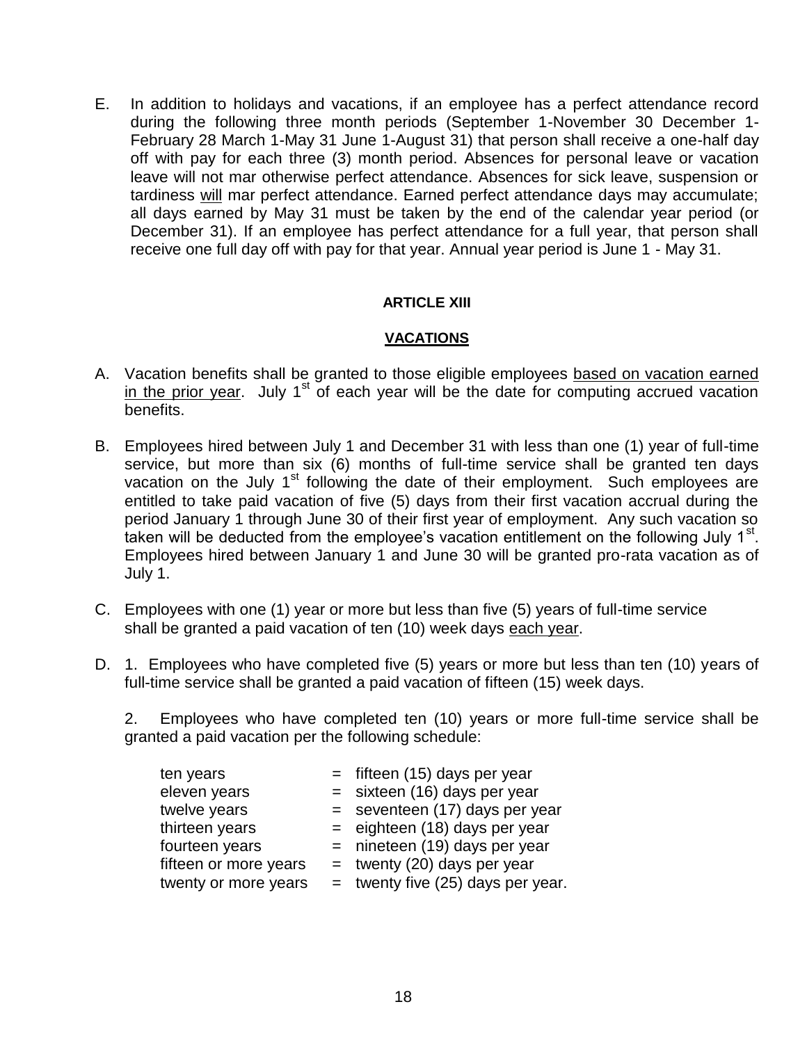E. In addition to holidays and vacations, if an employee has a perfect attendance record during the following three month periods (September 1-November 30 December 1-February 28 March 1-May 31 June 1-August 31) that person shall receive a one-half day off with pay for each three (3) month period. Absences for personal leave or vacation leave will not mar otherwise perfect attendance. Absences for sick leave, suspension or tardiness <u>will</u> mar perfect attendance. Earned perfect attendance days may accumulate; all days earned by May 31 must be taken by the end of the calendar year period (or December 31). If an employee has perfect attendance for a full year, that person shall receive one full day off with pay for that year. Annual year period is June 1 - May 31.

## ARTICLE XIII

## <u>VACATIONS</u>

A. Vacation benefits shall be granted to those eligible employees <u>based on vacation earned in the prior year</u>. July 1st of each year will be the date for computing accrued vacation benefits.

B. Employees hired between July 1 and December 31 with less than one (1) year of full-time service, but more than six (6) months of full-time service shall be granted ten days vacation on the July 1st following the date of their employment. Such employees are entitled to take paid vacation of five (5) days from their first vacation accrual during the period January 1 through June 30 of their first year of employment. Any such vacation so taken will be deducted from the employee's vacation entitlement on the following July 1st. Employees hired between January 1 and June 30 will be granted pro-rata vacation as of July 1.

C. Employees with one (1) year or more but less than five (5) years of full-time service shall be granted a paid vacation of ten (10) week days <u>each year</u>.

D. 1. Employees who have completed five (5) years or more but less than ten (10) years of full-time service shall be granted a paid vacation of fifteen (15) week days.

   2. Employees who have completed ten (10) years or more full-time service shall be granted a paid vacation per the following schedule:

| | | |
|---|---|---|
| ten years | = | fifteen (15) days per year |
| eleven years | = | sixteen (16) days per year |
| twelve years | = | seventeen (17) days per year |
| thirteen years | = | eighteen (18) days per year |
| fourteen years | = | nineteen (19) days per year |
| fifteen or more years | = | twenty (20) days per year |
| twenty or more years | = | twenty five (25) days per year. |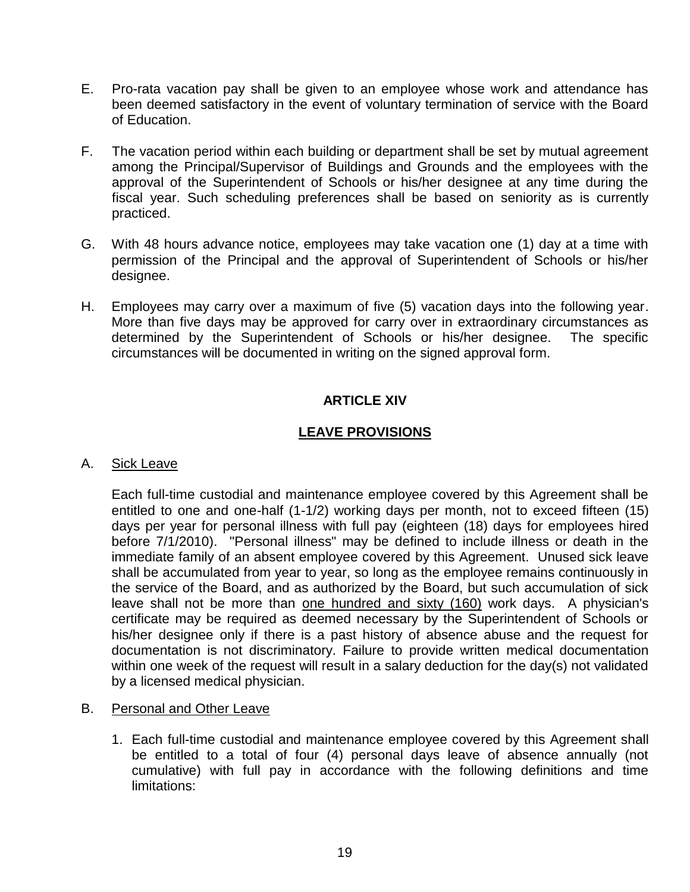E. Pro-rata vacation pay shall be given to an employee whose work and attendance has been deemed satisfactory in the event of voluntary termination of service with the Board of Education.

F. The vacation period within each building or department shall be set by mutual agreement among the Principal/Supervisor of Buildings and Grounds and the employees with the approval of the Superintendent of Schools or his/her designee at any time during the fiscal year. Such scheduling preferences shall be based on seniority as is currently practiced.

G. With 48 hours advance notice, employees may take vacation one (1) day at a time with permission of the Principal and the approval of Superintendent of Schools or his/her designee.

H. Employees may carry over a maximum of five (5) vacation days into the following year. More than five days may be approved for carry over in extraordinary circumstances as determined by the Superintendent of Schools or his/her designee. The specific circumstances will be documented in writing on the signed approval form.

## ARTICLE XIV

## LEAVE PROVISIONS

A. Sick Leave

Each full-time custodial and maintenance employee covered by this Agreement shall be entitled to one and one-half (1-1/2) working days per month, not to exceed fifteen (15) days per year for personal illness with full pay (eighteen (18) days for employees hired before 7/1/2010). "Personal illness" may be defined to include illness or death in the immediate family of an absent employee covered by this Agreement. Unused sick leave shall be accumulated from year to year, so long as the employee remains continuously in the service of the Board, and as authorized by the Board, but such accumulation of sick leave shall not be more than one hundred and sixty (160) work days. A physician's certificate may be required as deemed necessary by the Superintendent of Schools or his/her designee only if there is a past history of absence abuse and the request for documentation is not discriminatory. Failure to provide written medical documentation within one week of the request will result in a salary deduction for the day(s) not validated by a licensed medical physician.

B. Personal and Other Leave

1. Each full-time custodial and maintenance employee covered by this Agreement shall be entitled to a total of four (4) personal days leave of absence annually (not cumulative) with full pay in accordance with the following definitions and time limitations: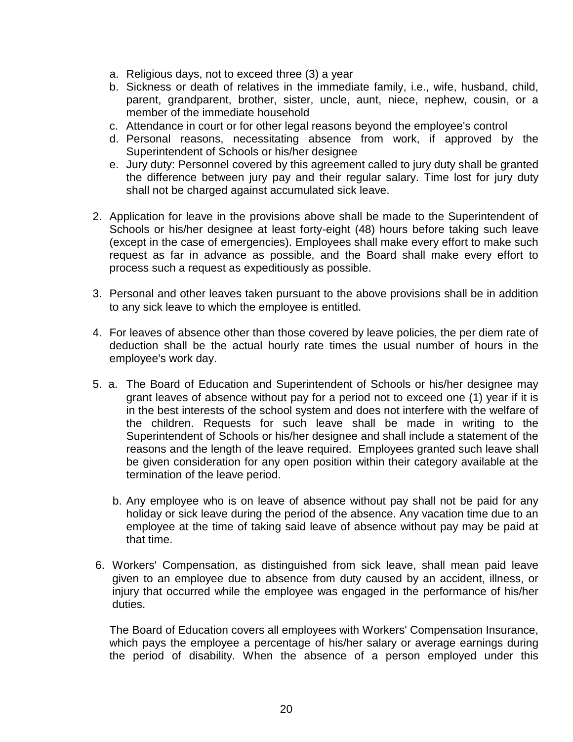a. Religious days, not to exceed three (3) a year
b. Sickness or death of relatives in the immediate family, i.e., wife, husband, child, parent, grandparent, brother, sister, uncle, aunt, niece, nephew, cousin, or a member of the immediate household
c. Attendance in court or for other legal reasons beyond the employee's control
d. Personal reasons, necessitating absence from work, if approved by the Superintendent of Schools or his/her designee
e. Jury duty: Personnel covered by this agreement called to jury duty shall be granted the difference between jury pay and their regular salary. Time lost for jury duty shall not be charged against accumulated sick leave.

2. Application for leave in the provisions above shall be made to the Superintendent of Schools or his/her designee at least forty-eight (48) hours before taking such leave (except in the case of emergencies). Employees shall make every effort to make such request as far in advance as possible, and the Board shall make every effort to process such a request as expeditiously as possible.

3. Personal and other leaves taken pursuant to the above provisions shall be in addition to any sick leave to which the employee is entitled.

4. For leaves of absence other than those covered by leave policies, the per diem rate of deduction shall be the actual hourly rate times the usual number of hours in the employee's work day.

5. a. The Board of Education and Superintendent of Schools or his/her designee may grant leaves of absence without pay for a period not to exceed one (1) year if it is in the best interests of the school system and does not interfere with the welfare of the children. Requests for such leave shall be made in writing to the Superintendent of Schools or his/her designee and shall include a statement of the reasons and the length of the leave required. Employees granted such leave shall be given consideration for any open position within their category available at the termination of the leave period.

   b. Any employee who is on leave of absence without pay shall not be paid for any holiday or sick leave during the period of the absence. Any vacation time due to an employee at the time of taking said leave of absence without pay may be paid at that time.

6. Workers' Compensation, as distinguished from sick leave, shall mean paid leave given to an employee due to absence from duty caused by an accident, illness, or injury that occurred while the employee was engaged in the performance of his/her duties.

   The Board of Education covers all employees with Workers' Compensation Insurance, which pays the employee a percentage of his/her salary or average earnings during the period of disability. When the absence of a person employed under this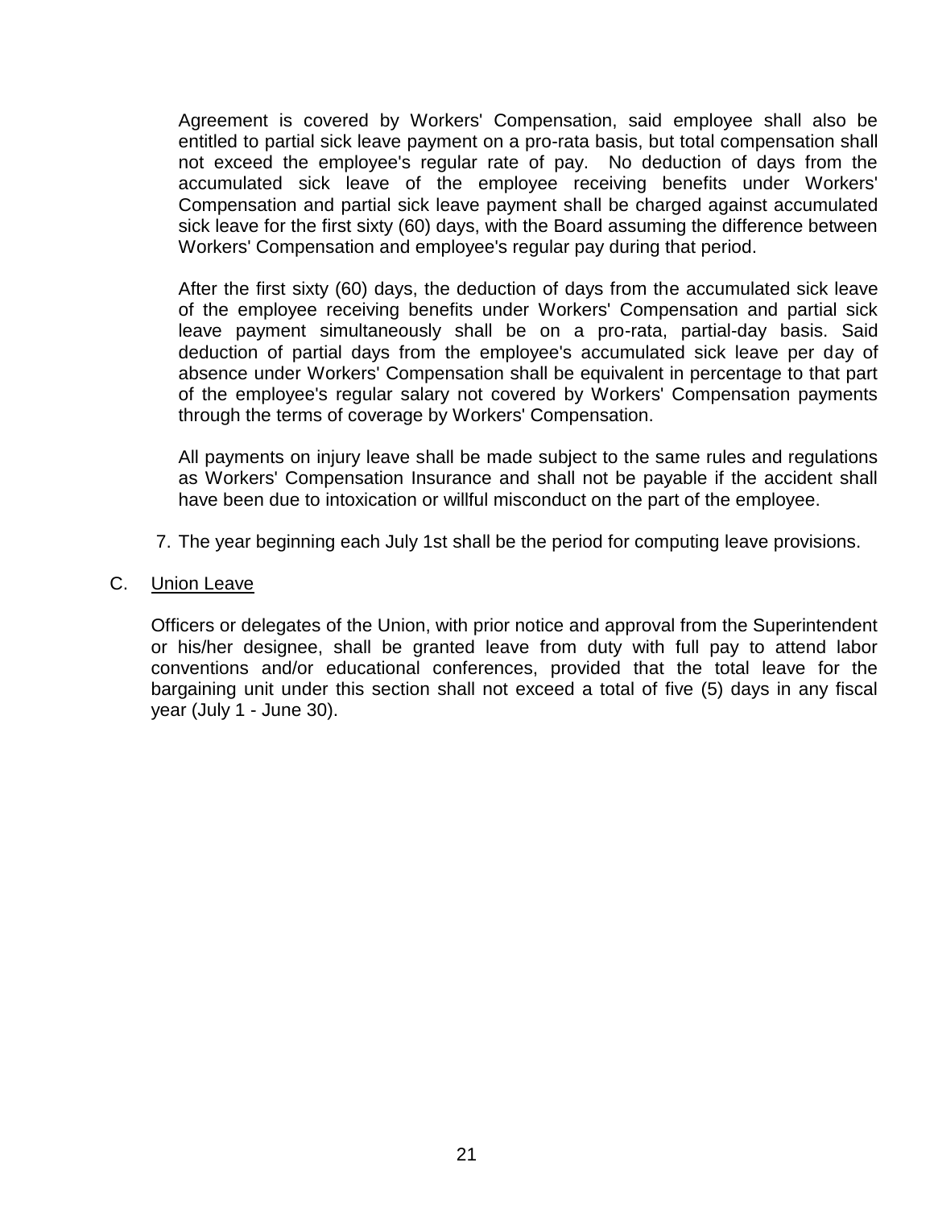Agreement is covered by Workers' Compensation, said employee shall also be entitled to partial sick leave payment on a pro-rata basis, but total compensation shall not exceed the employee's regular rate of pay. No deduction of days from the accumulated sick leave of the employee receiving benefits under Workers' Compensation and partial sick leave payment shall be charged against accumulated sick leave for the first sixty (60) days, with the Board assuming the difference between Workers' Compensation and employee's regular pay during that period.

After the first sixty (60) days, the deduction of days from the accumulated sick leave of the employee receiving benefits under Workers' Compensation and partial sick leave payment simultaneously shall be on a pro-rata, partial-day basis. Said deduction of partial days from the employee's accumulated sick leave per day of absence under Workers' Compensation shall be equivalent in percentage to that part of the employee's regular salary not covered by Workers' Compensation payments through the terms of coverage by Workers' Compensation.

All payments on injury leave shall be made subject to the same rules and regulations as Workers' Compensation Insurance and shall not be payable if the accident shall have been due to intoxication or willful misconduct on the part of the employee.

7. The year beginning each July 1st shall be the period for computing leave provisions.

C. Union Leave

Officers or delegates of the Union, with prior notice and approval from the Superintendent or his/her designee, shall be granted leave from duty with full pay to attend labor conventions and/or educational conferences, provided that the total leave for the bargaining unit under this section shall not exceed a total of five (5) days in any fiscal year (July 1 - June 30).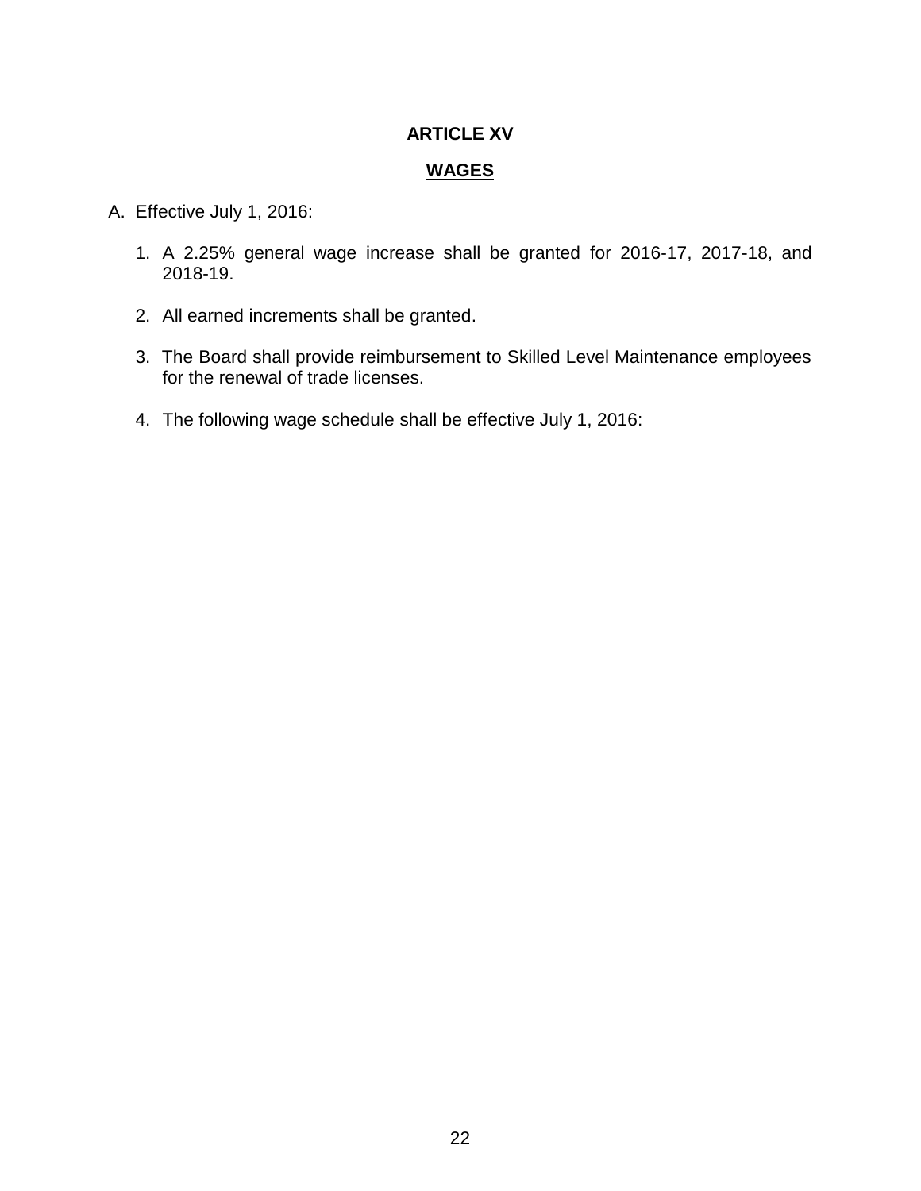# ARTICLE XV

## WAGES

A. Effective July 1, 2016:

1. A 2.25% general wage increase shall be granted for 2016-17, 2017-18, and 2018-19.

2. All earned increments shall be granted.

3. The Board shall provide reimbursement to Skilled Level Maintenance employees for the renewal of trade licenses.

4. The following wage schedule shall be effective July 1, 2016: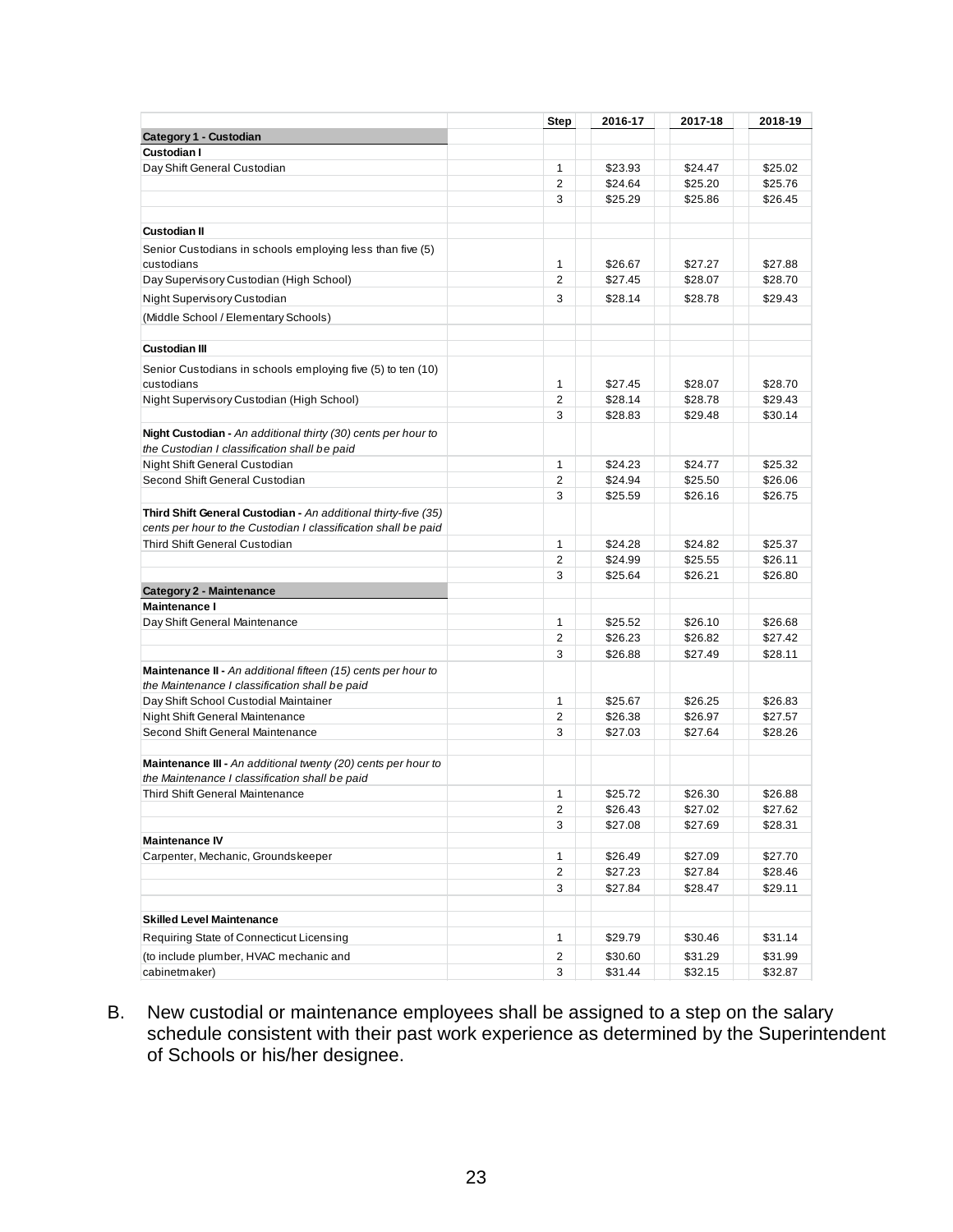| | Step | 2016-17 | 2017-18 | 2018-19 |
|---|---|---|---|---|
| **Category 1 - Custodian** | | | | |
| **Custodian I** | | | | |
| Day Shift General Custodian | 1 | $23.93 | $24.47 | $25.02 |
| | 2 | $24.64 | $25.20 | $25.76 |
| | 3 | $25.29 | $25.86 | $26.45 |
| | | | | |
| **Custodian II** | | | | |
| Senior Custodians in schools employing less than five (5) custodians | 1 | $26.67 | $27.27 | $27.88 |
| Day Supervisory Custodian (High School) | 2 | $27.45 | $28.07 | $28.70 |
| Night Supervisory Custodian | 3 | $28.14 | $28.78 | $29.43 |
| (Middle School / Elementary Schools) | | | | |
| | | | | |
| **Custodian III** | | | | |
| Senior Custodians in schools employing five (5) to ten (10) custodians | 1 | $27.45 | $28.07 | $28.70 |
| Night Supervisory Custodian (High School) | 2 | $28.14 | $28.78 | $29.43 |
| | 3 | $28.83 | $29.48 | $30.14 |
| **Night Custodian -** *An additional thirty (30) cents per hour to the Custodian I classification shall be paid* | | | | |
| Night Shift General Custodian | 1 | $24.23 | $24.77 | $25.32 |
| Second Shift General Custodian | 2 | $24.94 | $25.50 | $26.06 |
| | 3 | $25.59 | $26.16 | $26.75 |
| **Third Shift General Custodian -** *An additional thirty-five (35) cents per hour to the Custodian I classification shall be paid* | | | | |
| Third Shift General Custodian | 1 | $24.28 | $24.82 | $25.37 |
| | 2 | $24.99 | $25.55 | $26.11 |
| | 3 | $25.64 | $26.21 | $26.80 |
| **Category 2 - Maintenance** | | | | |
| **Maintenance I** | | | | |
| Day Shift General Maintenance | 1 | $25.52 | $26.10 | $26.68 |
| | 2 | $26.23 | $26.82 | $27.42 |
| | 3 | $26.88 | $27.49 | $28.11 |
| **Maintenance II -** *An additional fifteen (15) cents per hour to the Maintenance I classification shall be paid* | | | | |
| Day Shift School Custodial Maintainer | 1 | $25.67 | $26.25 | $26.83 |
| Night Shift General Maintenance | 2 | $26.38 | $26.97 | $27.57 |
| Second Shift General Maintenance | 3 | $27.03 | $27.64 | $28.26 |
| | | | | |
| **Maintenance III -** *An additional twenty (20) cents per hour to the Maintenance I classification shall be paid* | | | | |
| Third Shift General Maintenance | 1 | $25.72 | $26.30 | $26.88 |
| | 2 | $26.43 | $27.02 | $27.62 |
| | 3 | $27.08 | $27.69 | $28.31 |
| **Maintenance IV** | | | | |
| Carpenter, Mechanic, Groundskeeper | 1 | $26.49 | $27.09 | $27.70 |
| | 2 | $27.23 | $27.84 | $28.46 |
| | 3 | $27.84 | $28.47 | $29.11 |
| | | | | |
| **Skilled Level Maintenance** | | | | |
| Requiring State of Connecticut Licensing | 1 | $29.79 | $30.46 | $31.14 |
| (to include plumber, HVAC mechanic and | 2 | $30.60 | $31.29 | $31.99 |
| cabinetmaker) | 3 | $31.44 | $32.15 | $32.87 |

B. New custodial or maintenance employees shall be assigned to a step on the salary schedule consistent with their past work experience as determined by the Superintendent of Schools or his/her designee.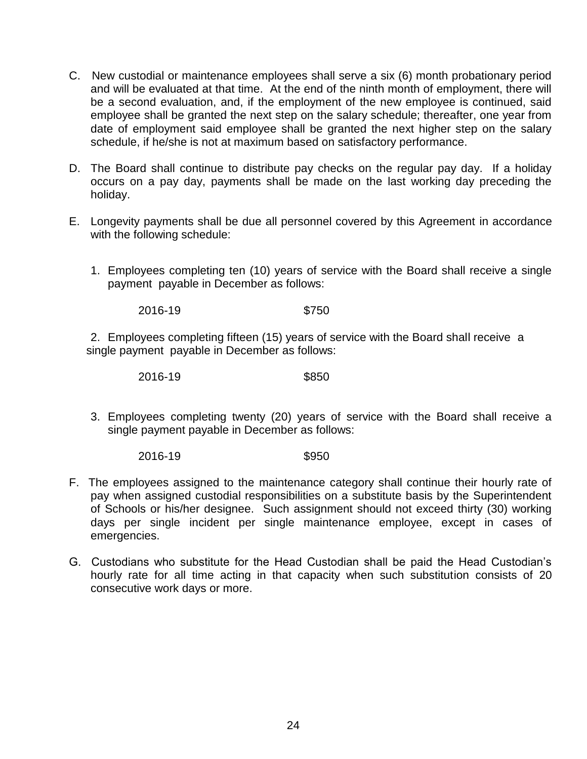C. New custodial or maintenance employees shall serve a six (6) month probationary period and will be evaluated at that time. At the end of the ninth month of employment, there will be a second evaluation, and, if the employment of the new employee is continued, said employee shall be granted the next step on the salary schedule; thereafter, one year from date of employment said employee shall be granted the next higher step on the salary schedule, if he/she is not at maximum based on satisfactory performance.

D. The Board shall continue to distribute pay checks on the regular pay day. If a holiday occurs on a pay day, payments shall be made on the last working day preceding the holiday.

E. Longevity payments shall be due all personnel covered by this Agreement in accordance with the following schedule:

1. Employees completing ten (10) years of service with the Board shall receive a single payment payable in December as follows:

   2016-19 $750

2. Employees completing fifteen (15) years of service with the Board shall receive a single payment payable in December as follows:

   2016-19 $850

3. Employees completing twenty (20) years of service with the Board shall receive a single payment payable in December as follows:

   2016-19 $950

F. The employees assigned to the maintenance category shall continue their hourly rate of pay when assigned custodial responsibilities on a substitute basis by the Superintendent of Schools or his/her designee. Such assignment should not exceed thirty (30) working days per single incident per single maintenance employee, except in cases of emergencies.

G. Custodians who substitute for the Head Custodian shall be paid the Head Custodian's hourly rate for all time acting in that capacity when such substitution consists of 20 consecutive work days or more.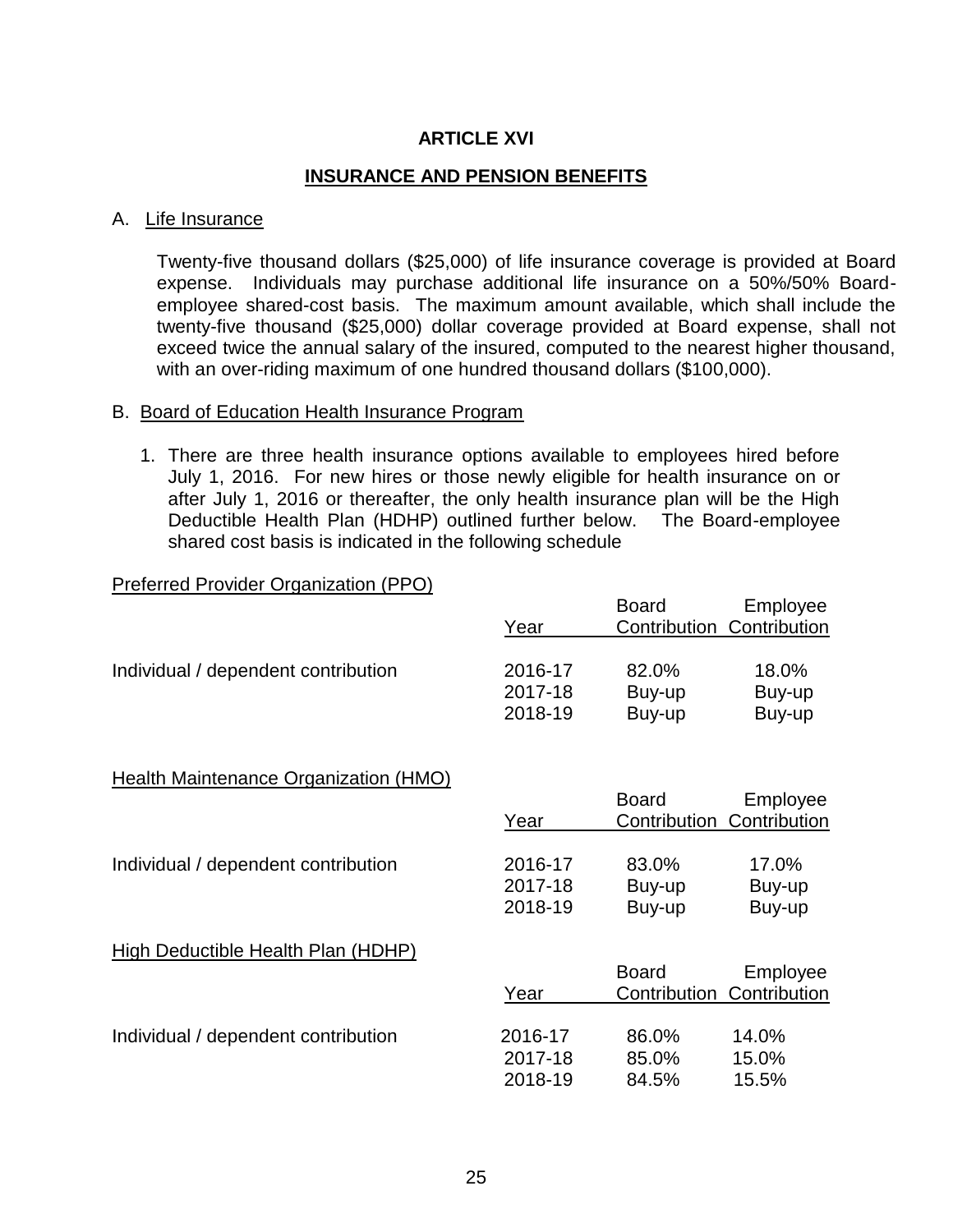# ARTICLE XVI

## INSURANCE AND PENSION BENEFITS

A. Life Insurance

Twenty-five thousand dollars ($25,000) of life insurance coverage is provided at Board expense. Individuals may purchase additional life insurance on a 50%/50% Board-employee shared-cost basis. The maximum amount available, which shall include the twenty-five thousand ($25,000) dollar coverage provided at Board expense, shall not exceed twice the annual salary of the insured, computed to the nearest higher thousand, with an over-riding maximum of one hundred thousand dollars ($100,000).

B. Board of Education Health Insurance Program

1. There are three health insurance options available to employees hired before July 1, 2016. For new hires or those newly eligible for health insurance on or after July 1, 2016 or thereafter, the only health insurance plan will be the High Deductible Health Plan (HDHP) outlined further below. The Board-employee shared cost basis is indicated in the following schedule

Preferred Provider Organization (PPO)

| | Year | Board Contribution | Employee Contribution |
|---|---|---|---|
| Individual / dependent contribution | 2016-17 | 82.0% | 18.0% |
| | 2017-18 | Buy-up | Buy-up |
| | 2018-19 | Buy-up | Buy-up |

Health Maintenance Organization (HMO)

| | Year | Board Contribution | Employee Contribution |
|---|---|---|---|
| Individual / dependent contribution | 2016-17 | 83.0% | 17.0% |
| | 2017-18 | Buy-up | Buy-up |
| | 2018-19 | Buy-up | Buy-up |

High Deductible Health Plan (HDHP)

| | Year | Board Contribution | Employee Contribution |
|---|---|---|---|
| Individual / dependent contribution | 2016-17 | 86.0% | 14.0% |
| | 2017-18 | 85.0% | 15.0% |
| | 2018-19 | 84.5% | 15.5% |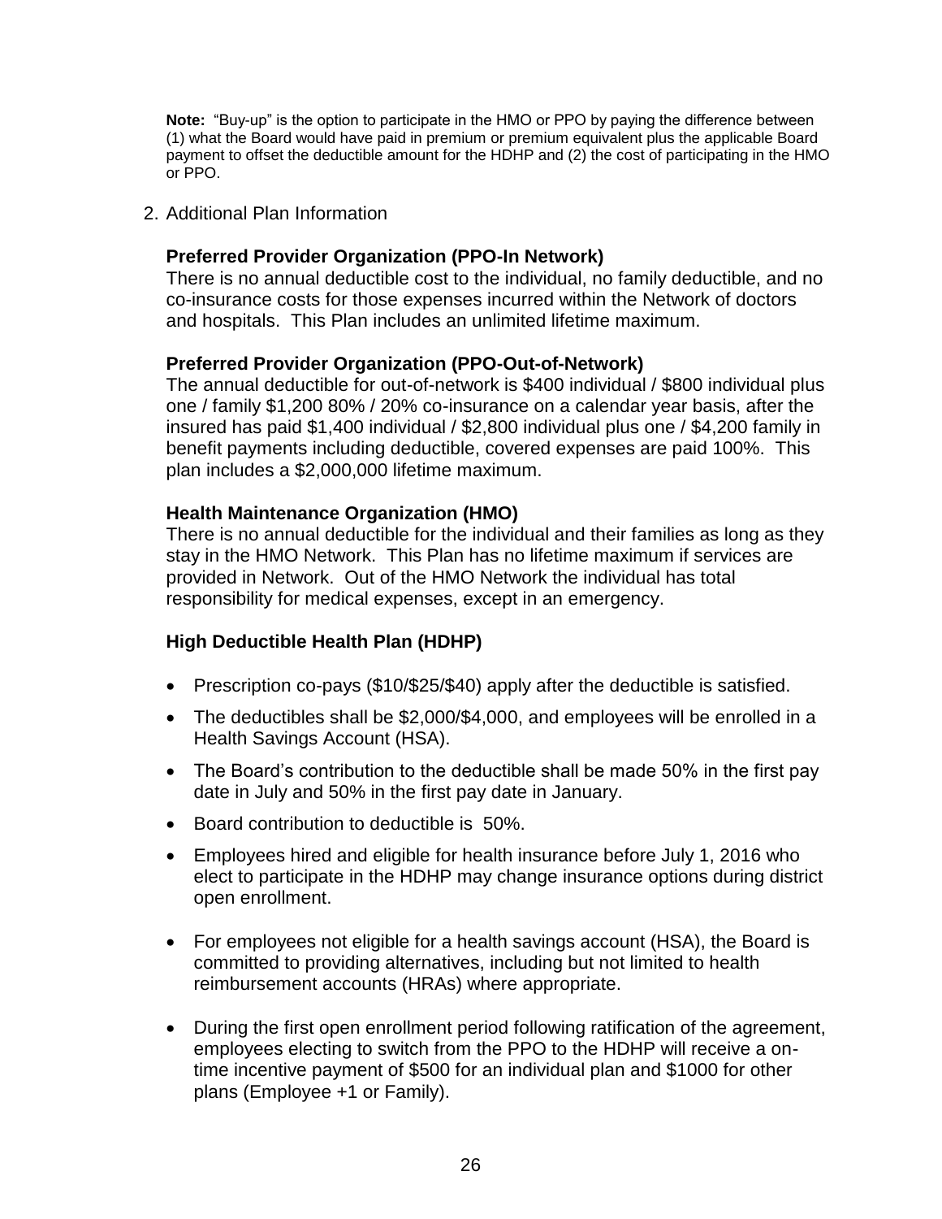**Note:** "Buy-up" is the option to participate in the HMO or PPO by paying the difference between (1) what the Board would have paid in premium or premium equivalent plus the applicable Board payment to offset the deductible amount for the HDHP and (2) the cost of participating in the HMO or PPO.

2. Additional Plan Information

   **Preferred Provider Organization (PPO-In Network)**
   There is no annual deductible cost to the individual, no family deductible, and no co-insurance costs for those expenses incurred within the Network of doctors and hospitals. This Plan includes an unlimited lifetime maximum.

   **Preferred Provider Organization (PPO-Out-of-Network)**
   The annual deductible for out-of-network is $400 individual / $800 individual plus one / family $1,200 80% / 20% co-insurance on a calendar year basis, after the insured has paid $1,400 individual / $2,800 individual plus one / $4,200 family in benefit payments including deductible, covered expenses are paid 100%. This plan includes a $2,000,000 lifetime maximum.

   **Health Maintenance Organization (HMO)**
   There is no annual deductible for the individual and their families as long as they stay in the HMO Network. This Plan has no lifetime maximum if services are provided in Network. Out of the HMO Network the individual has total responsibility for medical expenses, except in an emergency.

   **High Deductible Health Plan (HDHP)**

   - Prescription co-pays ($10/$25/$40) apply after the deductible is satisfied.
   - The deductibles shall be $2,000/$4,000, and employees will be enrolled in a Health Savings Account (HSA).
   - The Board's contribution to the deductible shall be made 50% in the first pay date in July and 50% in the first pay date in January.
   - Board contribution to deductible is 50%.
   - Employees hired and eligible for health insurance before July 1, 2016 who elect to participate in the HDHP may change insurance options during district open enrollment.
   - For employees not eligible for a health savings account (HSA), the Board is committed to providing alternatives, including but not limited to health reimbursement accounts (HRAs) where appropriate.
   - During the first open enrollment period following ratification of the agreement, employees electing to switch from the PPO to the HDHP will receive a on-time incentive payment of $500 for an individual plan and $1000 for other plans (Employee +1 or Family).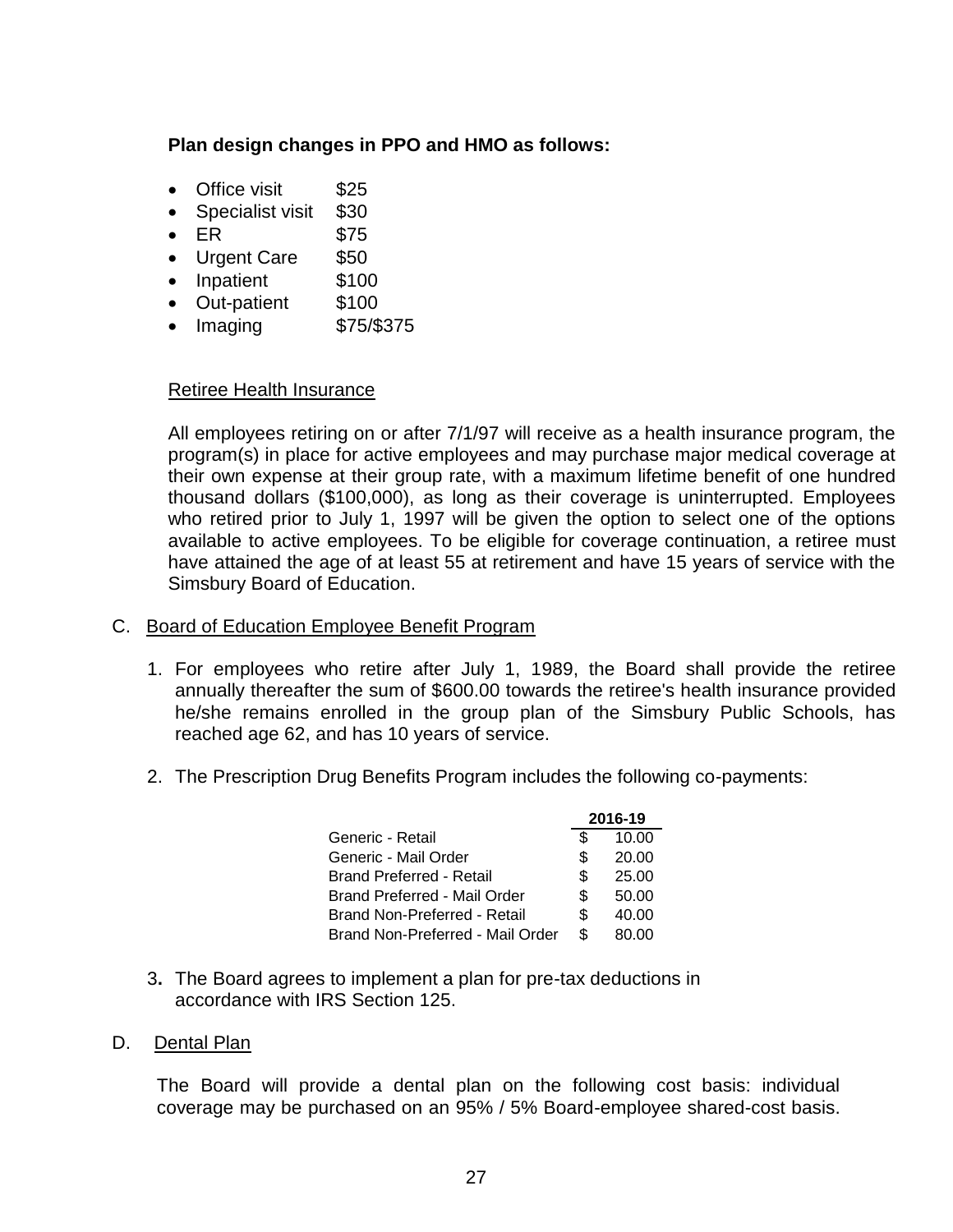**Plan design changes in PPO and HMO as follows:**

- Office visit $25
- Specialist visit $30
- ER $75
- Urgent Care $50
- Inpatient $100
- Out-patient $100
- Imaging $75/$375

Retiree Health Insurance

All employees retiring on or after 7/1/97 will receive as a health insurance program, the program(s) in place for active employees and may purchase major medical coverage at their own expense at their group rate, with a maximum lifetime benefit of one hundred thousand dollars ($100,000), as long as their coverage is uninterrupted. Employees who retired prior to July 1, 1997 will be given the option to select one of the options available to active employees. To be eligible for coverage continuation, a retiree must have attained the age of at least 55 at retirement and have 15 years of service with the Simsbury Board of Education.

C. Board of Education Employee Benefit Program

1. For employees who retire after July 1, 1989, the Board shall provide the retiree annually thereafter the sum of $600.00 towards the retiree's health insurance provided he/she remains enrolled in the group plan of the Simsbury Public Schools, has reached age 62, and has 10 years of service.

2. The Prescription Drug Benefits Program includes the following co-payments:

| | 2016-19 |
|---|---|
| Generic - Retail | $ 10.00 |
| Generic - Mail Order | $ 20.00 |
| Brand Preferred - Retail | $ 25.00 |
| Brand Preferred - Mail Order | $ 50.00 |
| Brand Non-Preferred - Retail | $ 40.00 |
| Brand Non-Preferred - Mail Order | $ 80.00 |

3. The Board agrees to implement a plan for pre-tax deductions in accordance with IRS Section 125.

D. Dental Plan

The Board will provide a dental plan on the following cost basis: individual coverage may be purchased on an 95% / 5% Board-employee shared-cost basis.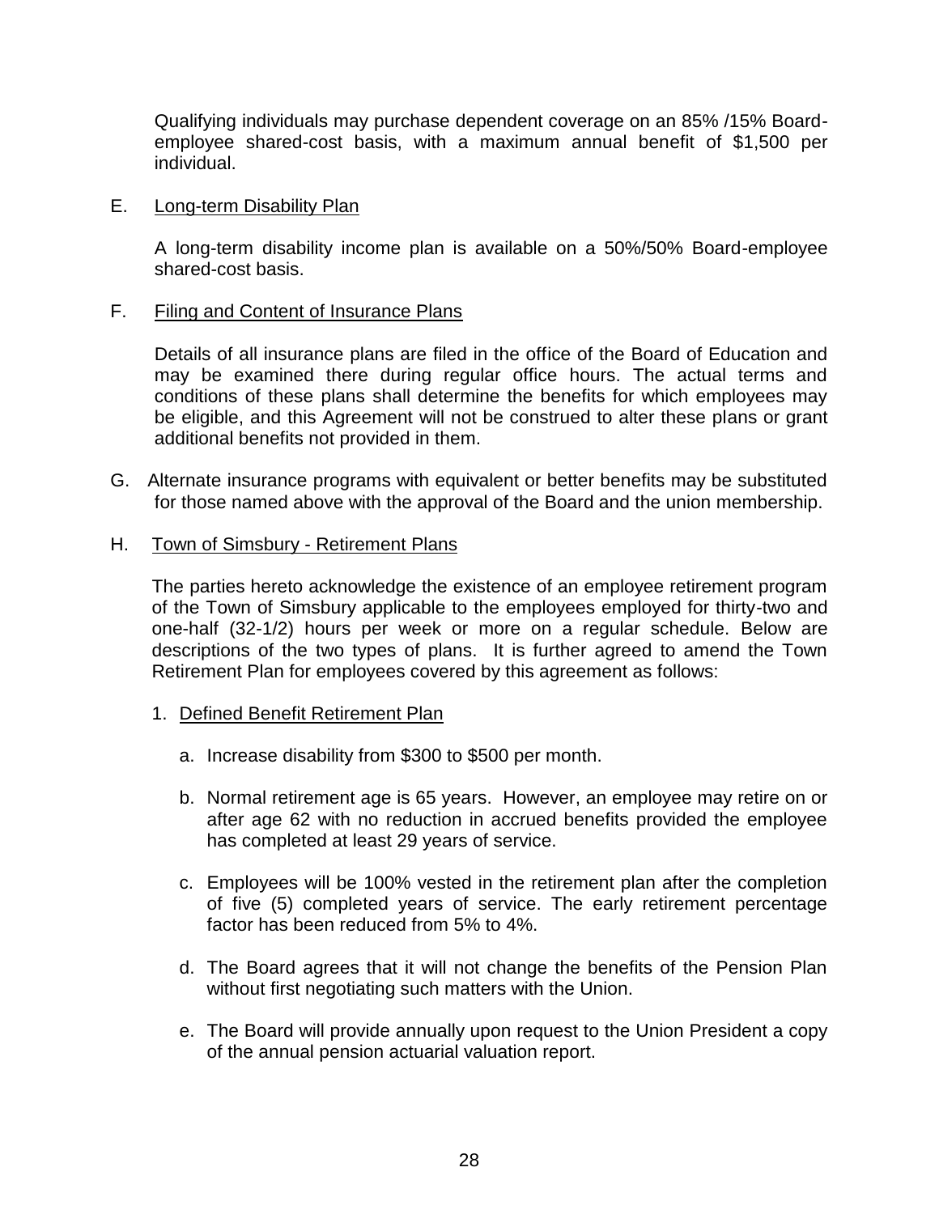Qualifying individuals may purchase dependent coverage on an 85% /15% Board-employee shared-cost basis, with a maximum annual benefit of $1,500 per individual.

E. Long-term Disability Plan

A long-term disability income plan is available on a 50%/50% Board-employee shared-cost basis.

F. Filing and Content of Insurance Plans

Details of all insurance plans are filed in the office of the Board of Education and may be examined there during regular office hours. The actual terms and conditions of these plans shall determine the benefits for which employees may be eligible, and this Agreement will not be construed to alter these plans or grant additional benefits not provided in them.

G. Alternate insurance programs with equivalent or better benefits may be substituted for those named above with the approval of the Board and the union membership.

H. Town of Simsbury - Retirement Plans

The parties hereto acknowledge the existence of an employee retirement program of the Town of Simsbury applicable to the employees employed for thirty-two and one-half (32-1/2) hours per week or more on a regular schedule. Below are descriptions of the two types of plans. It is further agreed to amend the Town Retirement Plan for employees covered by this agreement as follows:

1. Defined Benefit Retirement Plan

   a. Increase disability from $300 to $500 per month.

   b. Normal retirement age is 65 years. However, an employee may retire on or after age 62 with no reduction in accrued benefits provided the employee has completed at least 29 years of service.

   c. Employees will be 100% vested in the retirement plan after the completion of five (5) completed years of service. The early retirement percentage factor has been reduced from 5% to 4%.

   d. The Board agrees that it will not change the benefits of the Pension Plan without first negotiating such matters with the Union.

   e. The Board will provide annually upon request to the Union President a copy of the annual pension actuarial valuation report.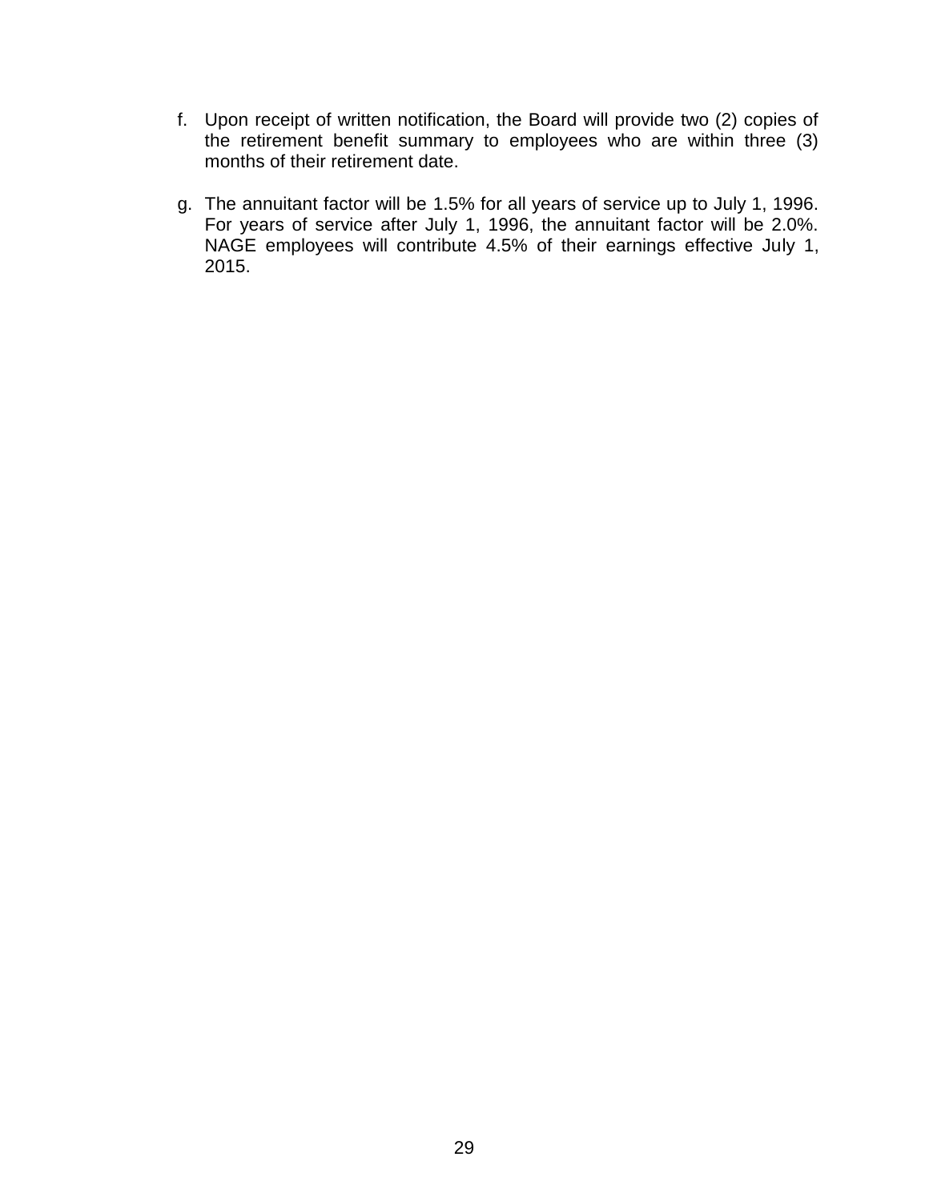f. Upon receipt of written notification, the Board will provide two (2) copies of the retirement benefit summary to employees who are within three (3) months of their retirement date.

g. The annuitant factor will be 1.5% for all years of service up to July 1, 1996. For years of service after July 1, 1996, the annuitant factor will be 2.0%. NAGE employees will contribute 4.5% of their earnings effective July 1, 2015.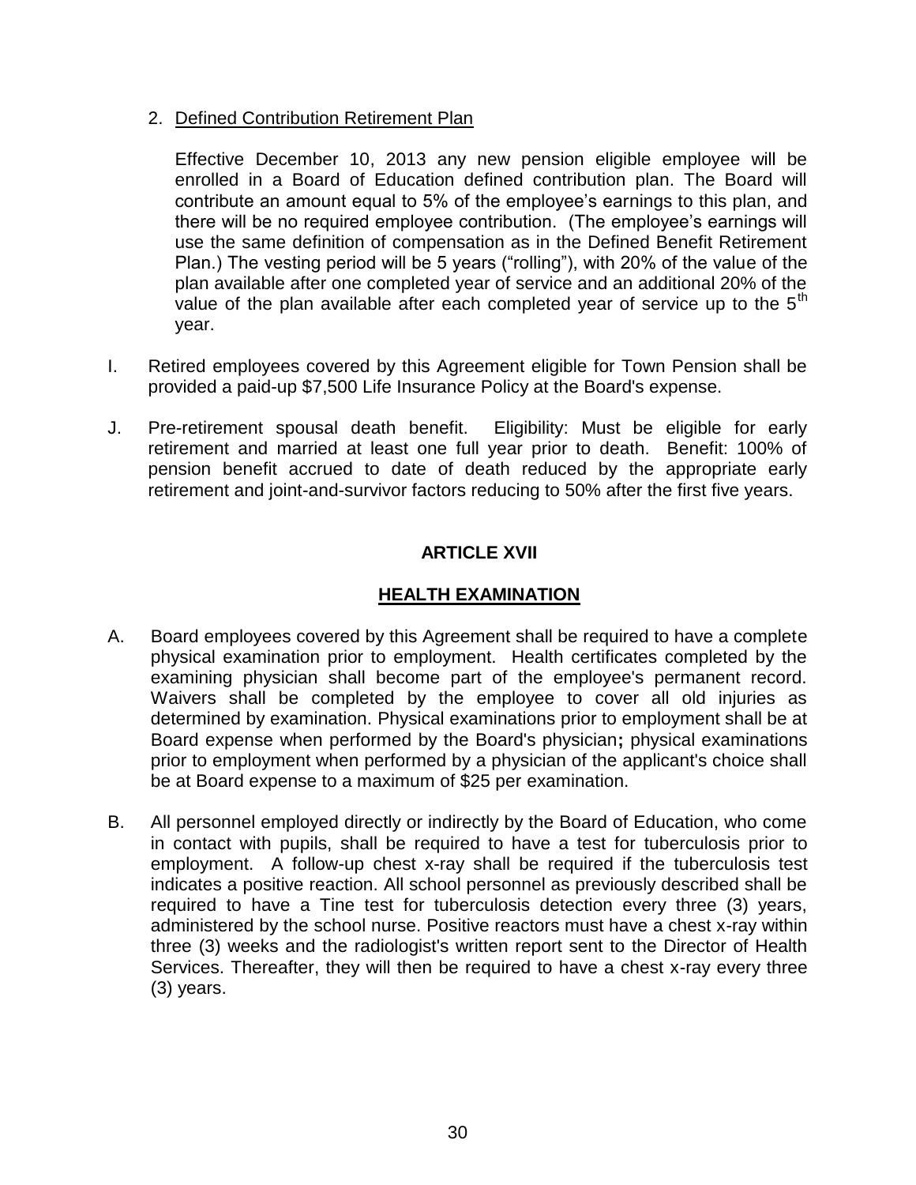2. Defined Contribution Retirement Plan

   Effective December 10, 2013 any new pension eligible employee will be enrolled in a Board of Education defined contribution plan. The Board will contribute an amount equal to 5% of the employee's earnings to this plan, and there will be no required employee contribution. (The employee's earnings will use the same definition of compensation as in the Defined Benefit Retirement Plan.) The vesting period will be 5 years ("rolling"), with 20% of the value of the plan available after one completed year of service and an additional 20% of the value of the plan available after each completed year of service up to the 5th year.

I. Retired employees covered by this Agreement eligible for Town Pension shall be provided a paid-up $7,500 Life Insurance Policy at the Board's expense.

J. Pre-retirement spousal death benefit. Eligibility: Must be eligible for early retirement and married at least one full year prior to death. Benefit: 100% of pension benefit accrued to date of death reduced by the appropriate early retirement and joint-and-survivor factors reducing to 50% after the first five years.

## ARTICLE XVII

## HEALTH EXAMINATION

A. Board employees covered by this Agreement shall be required to have a complete physical examination prior to employment. Health certificates completed by the examining physician shall become part of the employee's permanent record. Waivers shall be completed by the employee to cover all old injuries as determined by examination. Physical examinations prior to employment shall be at Board expense when performed by the Board's physician**;** physical examinations prior to employment when performed by a physician of the applicant's choice shall be at Board expense to a maximum of $25 per examination.

B. All personnel employed directly or indirectly by the Board of Education, who come in contact with pupils, shall be required to have a test for tuberculosis prior to employment. A follow-up chest x-ray shall be required if the tuberculosis test indicates a positive reaction. All school personnel as previously described shall be required to have a Tine test for tuberculosis detection every three (3) years, administered by the school nurse. Positive reactors must have a chest x-ray within three (3) weeks and the radiologist's written report sent to the Director of Health Services. Thereafter, they will then be required to have a chest x-ray every three (3) years.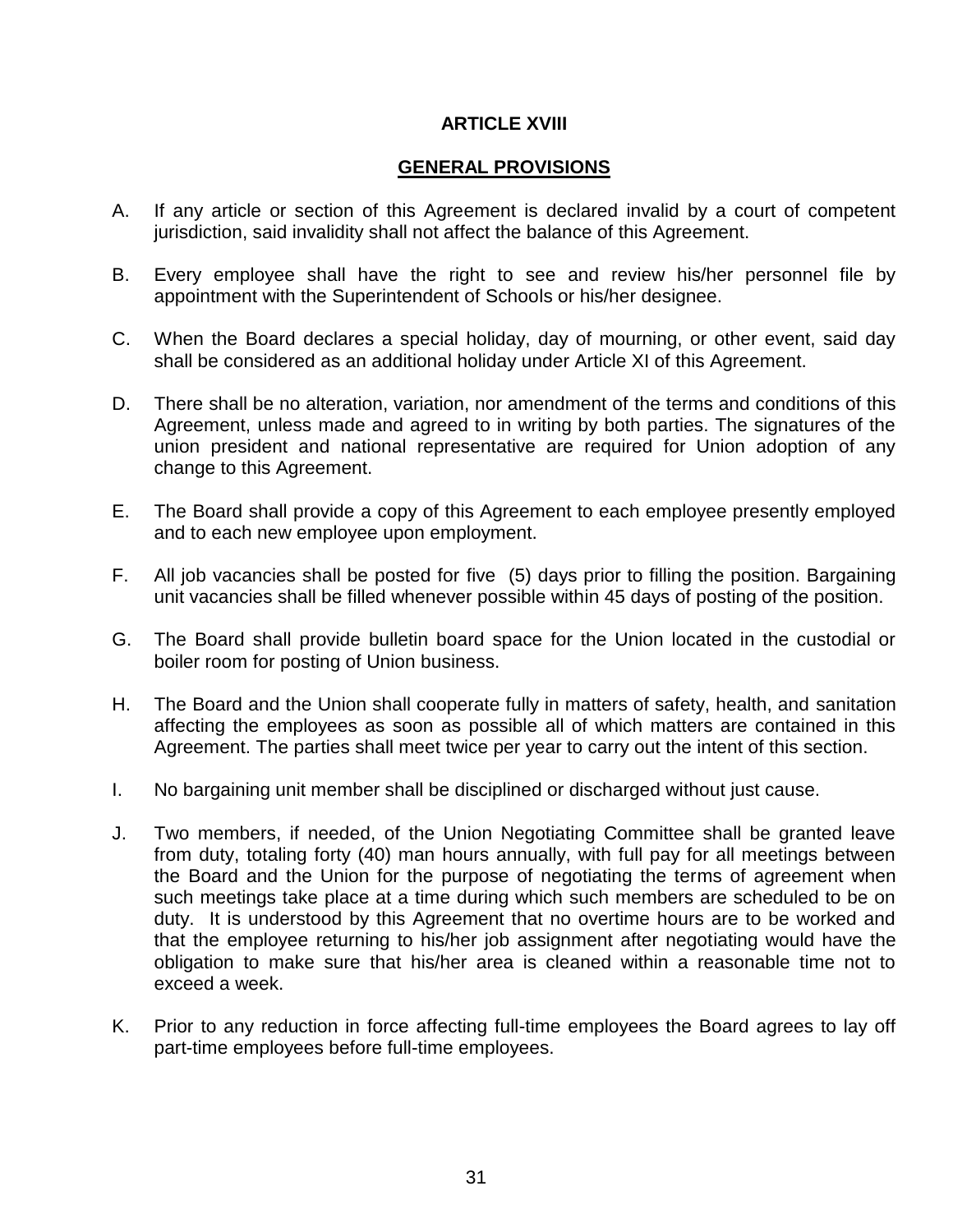# ARTICLE XVIII

## GENERAL PROVISIONS

A. If any article or section of this Agreement is declared invalid by a court of competent jurisdiction, said invalidity shall not affect the balance of this Agreement.

B. Every employee shall have the right to see and review his/her personnel file by appointment with the Superintendent of Schools or his/her designee.

C. When the Board declares a special holiday, day of mourning, or other event, said day shall be considered as an additional holiday under Article XI of this Agreement.

D. There shall be no alteration, variation, nor amendment of the terms and conditions of this Agreement, unless made and agreed to in writing by both parties. The signatures of the union president and national representative are required for Union adoption of any change to this Agreement.

E. The Board shall provide a copy of this Agreement to each employee presently employed and to each new employee upon employment.

F. All job vacancies shall be posted for five (5) days prior to filling the position. Bargaining unit vacancies shall be filled whenever possible within 45 days of posting of the position.

G. The Board shall provide bulletin board space for the Union located in the custodial or boiler room for posting of Union business.

H. The Board and the Union shall cooperate fully in matters of safety, health, and sanitation affecting the employees as soon as possible all of which matters are contained in this Agreement. The parties shall meet twice per year to carry out the intent of this section.

I. No bargaining unit member shall be disciplined or discharged without just cause.

J. Two members, if needed, of the Union Negotiating Committee shall be granted leave from duty, totaling forty (40) man hours annually, with full pay for all meetings between the Board and the Union for the purpose of negotiating the terms of agreement when such meetings take place at a time during which such members are scheduled to be on duty. It is understood by this Agreement that no overtime hours are to be worked and that the employee returning to his/her job assignment after negotiating would have the obligation to make sure that his/her area is cleaned within a reasonable time not to exceed a week.

K. Prior to any reduction in force affecting full-time employees the Board agrees to lay off part-time employees before full-time employees.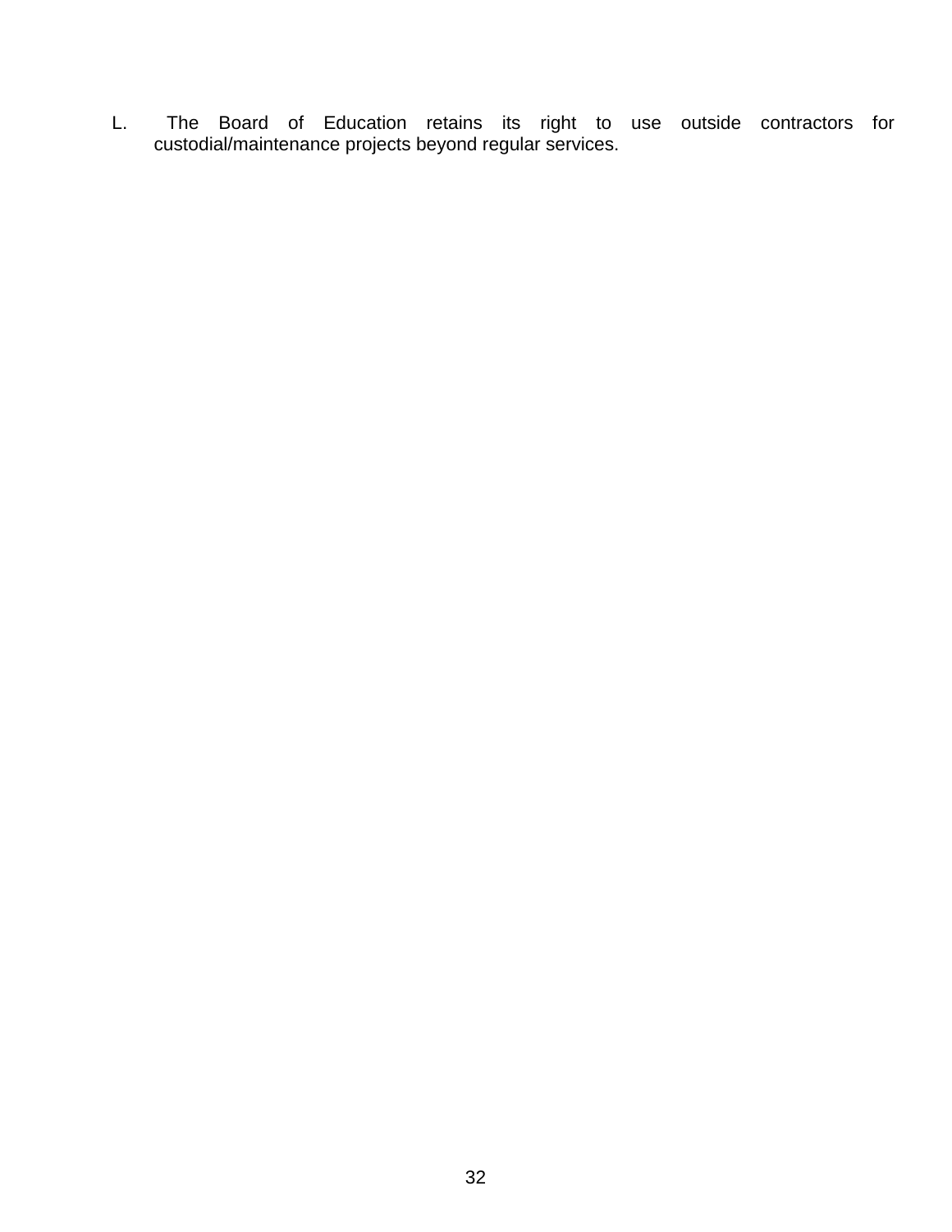L. The Board of Education retains its right to use outside contractors for custodial/maintenance projects beyond regular services.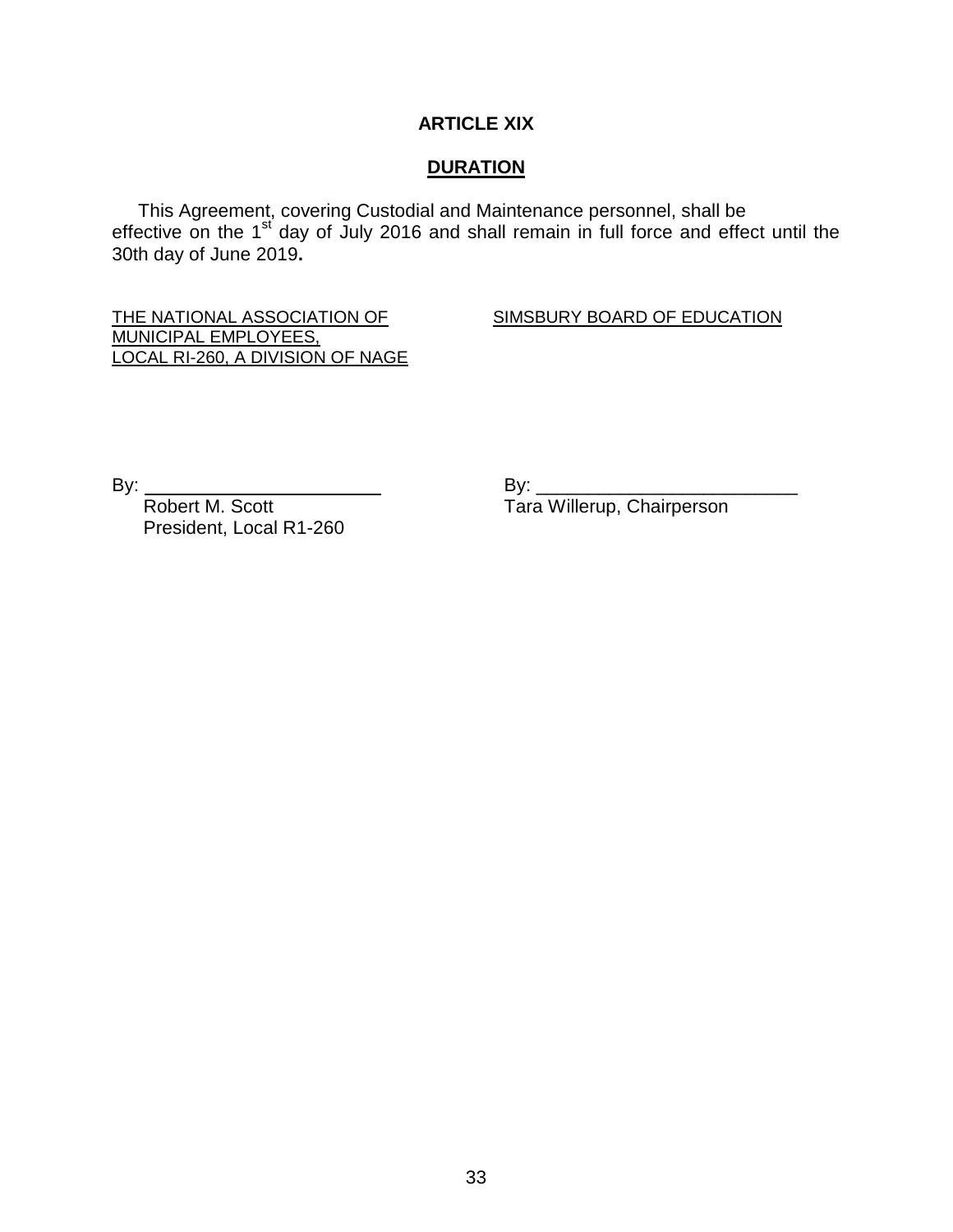## ARTICLE XIX

## DURATION

This Agreement, covering Custodial and Maintenance personnel, shall be effective on the 1st day of July 2016 and shall remain in full force and effect until the 30th day of June 2019**.**

THE NATIONAL ASSOCIATION OF MUNICIPAL EMPLOYEES, LOCAL RI-260, A DIVISION OF NAGE

By: ________________________
Robert M. Scott
President, Local R1-260

SIMSBURY BOARD OF EDUCATION

By: ________________________
Tara Willerup, Chairperson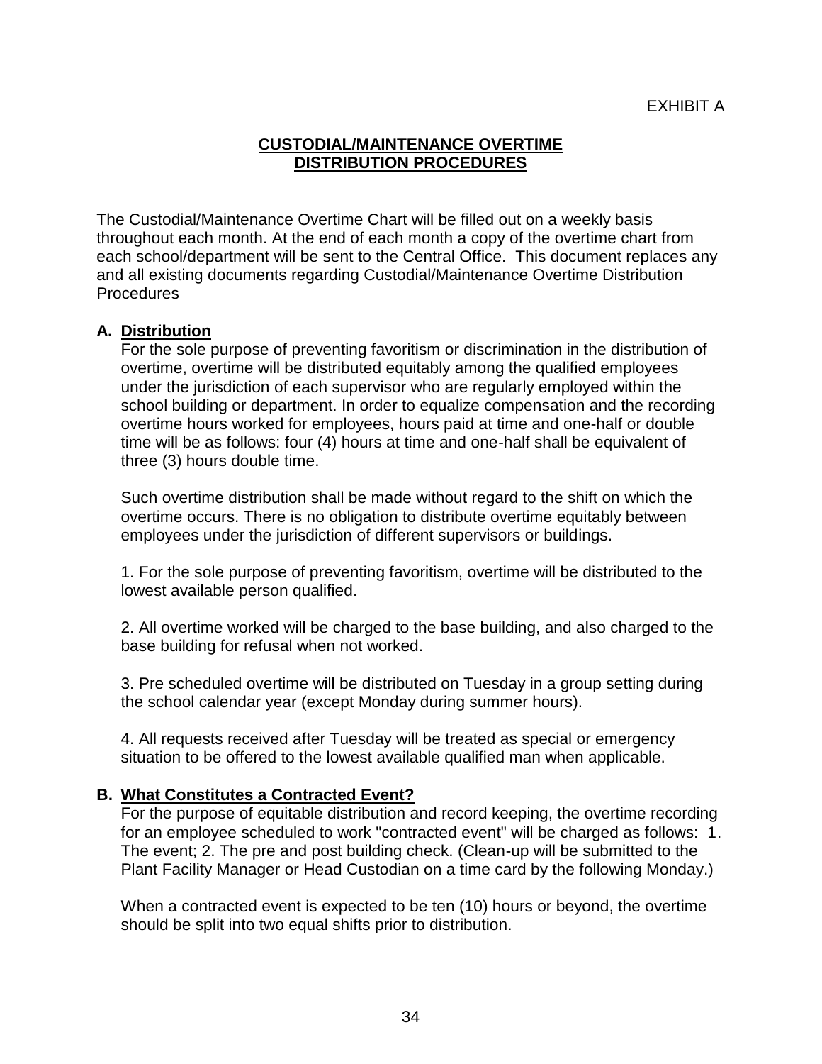EXHIBIT A

## CUSTODIAL/MAINTENANCE OVERTIME DISTRIBUTION PROCEDURES

The Custodial/Maintenance Overtime Chart will be filled out on a weekly basis throughout each month. At the end of each month a copy of the overtime chart from each school/department will be sent to the Central Office. This document replaces any and all existing documents regarding Custodial/Maintenance Overtime Distribution Procedures

### A. Distribution

For the sole purpose of preventing favoritism or discrimination in the distribution of overtime, overtime will be distributed equitably among the qualified employees under the jurisdiction of each supervisor who are regularly employed within the school building or department. In order to equalize compensation and the recording overtime hours worked for employees, hours paid at time and one-half or double time will be as follows: four (4) hours at time and one-half shall be equivalent of three (3) hours double time.

Such overtime distribution shall be made without regard to the shift on which the overtime occurs. There is no obligation to distribute overtime equitably between employees under the jurisdiction of different supervisors or buildings.

1. For the sole purpose of preventing favoritism, overtime will be distributed to the lowest available person qualified.

2. All overtime worked will be charged to the base building, and also charged to the base building for refusal when not worked.

3. Pre scheduled overtime will be distributed on Tuesday in a group setting during the school calendar year (except Monday during summer hours).

4. All requests received after Tuesday will be treated as special or emergency situation to be offered to the lowest available qualified man when applicable.

### B. What Constitutes a Contracted Event?

For the purpose of equitable distribution and record keeping, the overtime recording for an employee scheduled to work "contracted event" will be charged as follows: 1. The event; 2. The pre and post building check. (Clean-up will be submitted to the Plant Facility Manager or Head Custodian on a time card by the following Monday.)

When a contracted event is expected to be ten (10) hours or beyond, the overtime should be split into two equal shifts prior to distribution.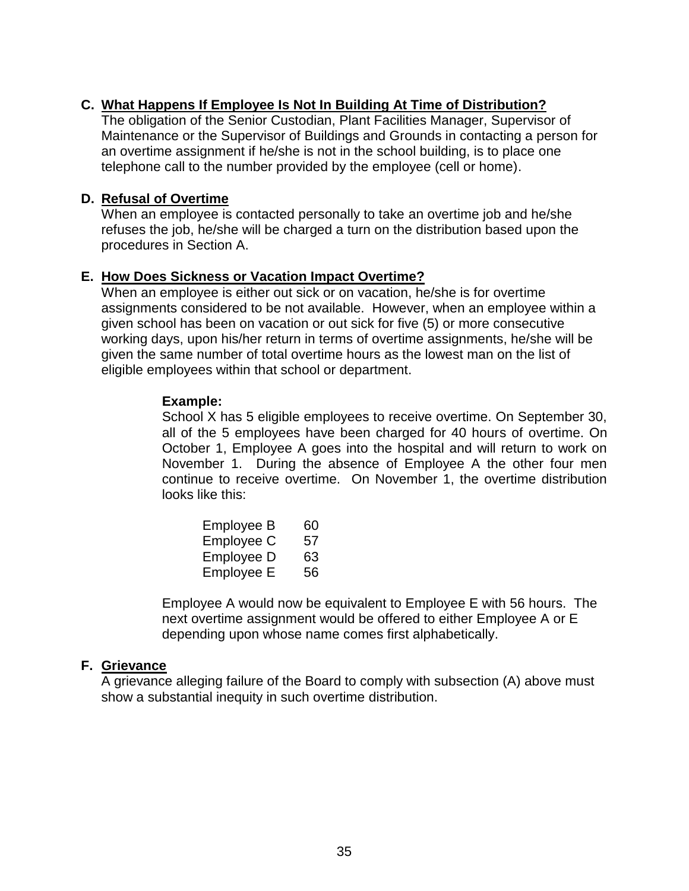**C. What Happens If Employee Is Not In Building At Time of Distribution?**

The obligation of the Senior Custodian, Plant Facilities Manager, Supervisor of Maintenance or the Supervisor of Buildings and Grounds in contacting a person for an overtime assignment if he/she is not in the school building, is to place one telephone call to the number provided by the employee (cell or home).

**D. Refusal of Overtime**

When an employee is contacted personally to take an overtime job and he/she refuses the job, he/she will be charged a turn on the distribution based upon the procedures in Section A.

**E. How Does Sickness or Vacation Impact Overtime?**

When an employee is either out sick or on vacation, he/she is for overtime assignments considered to be not available. However, when an employee within a given school has been on vacation or out sick for five (5) or more consecutive working days, upon his/her return in terms of overtime assignments, he/she will be given the same number of total overtime hours as the lowest man on the list of eligible employees within that school or department.

**Example:**

School X has 5 eligible employees to receive overtime. On September 30, all of the 5 employees have been charged for 40 hours of overtime. On October 1, Employee A goes into the hospital and will return to work on November 1. During the absence of Employee A the other four men continue to receive overtime. On November 1, the overtime distribution looks like this:

| | |
|---|---|
| Employee B | 60 |
| Employee C | 57 |
| Employee D | 63 |
| Employee E | 56 |

Employee A would now be equivalent to Employee E with 56 hours. The next overtime assignment would be offered to either Employee A or E depending upon whose name comes first alphabetically.

**F. Grievance**

A grievance alleging failure of the Board to comply with subsection (A) above must show a substantial inequity in such overtime distribution.